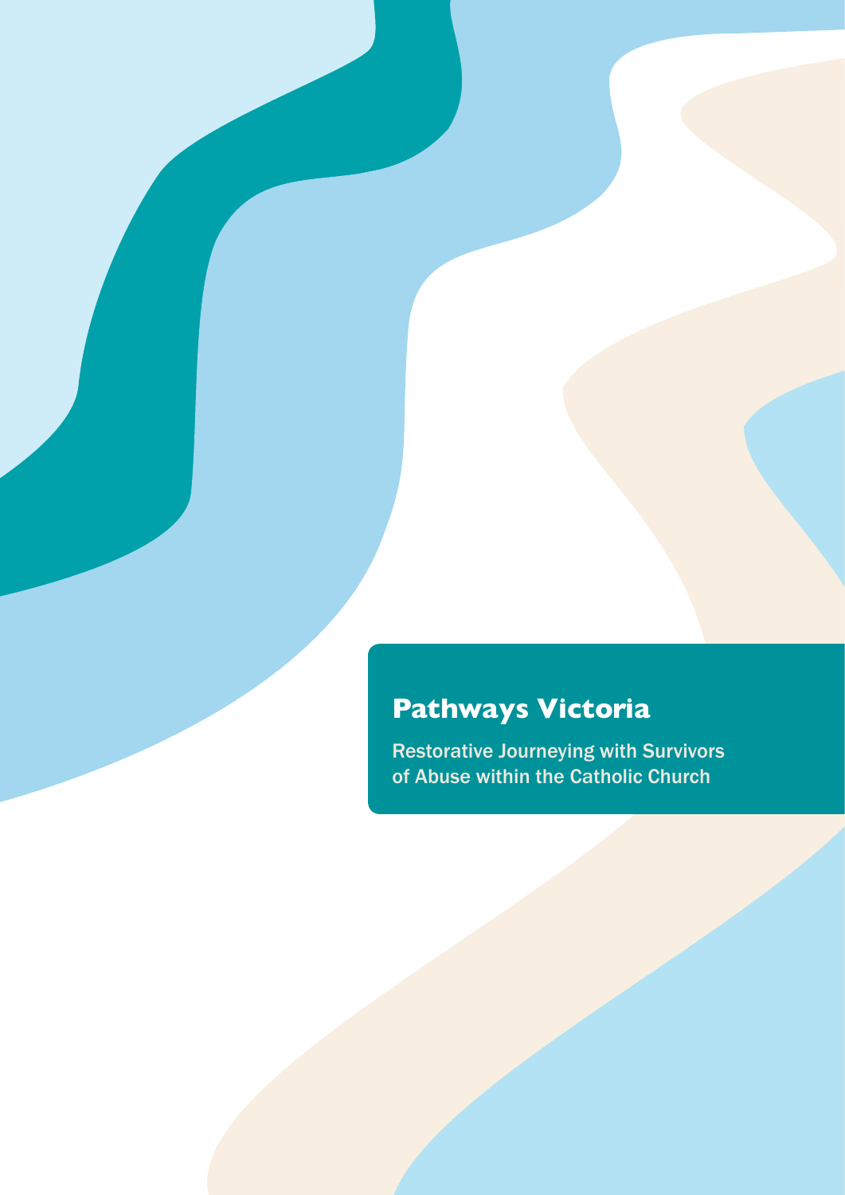# Pathways Victoria

Restorative Journeying with Survivors of Abuse within the Catholic Church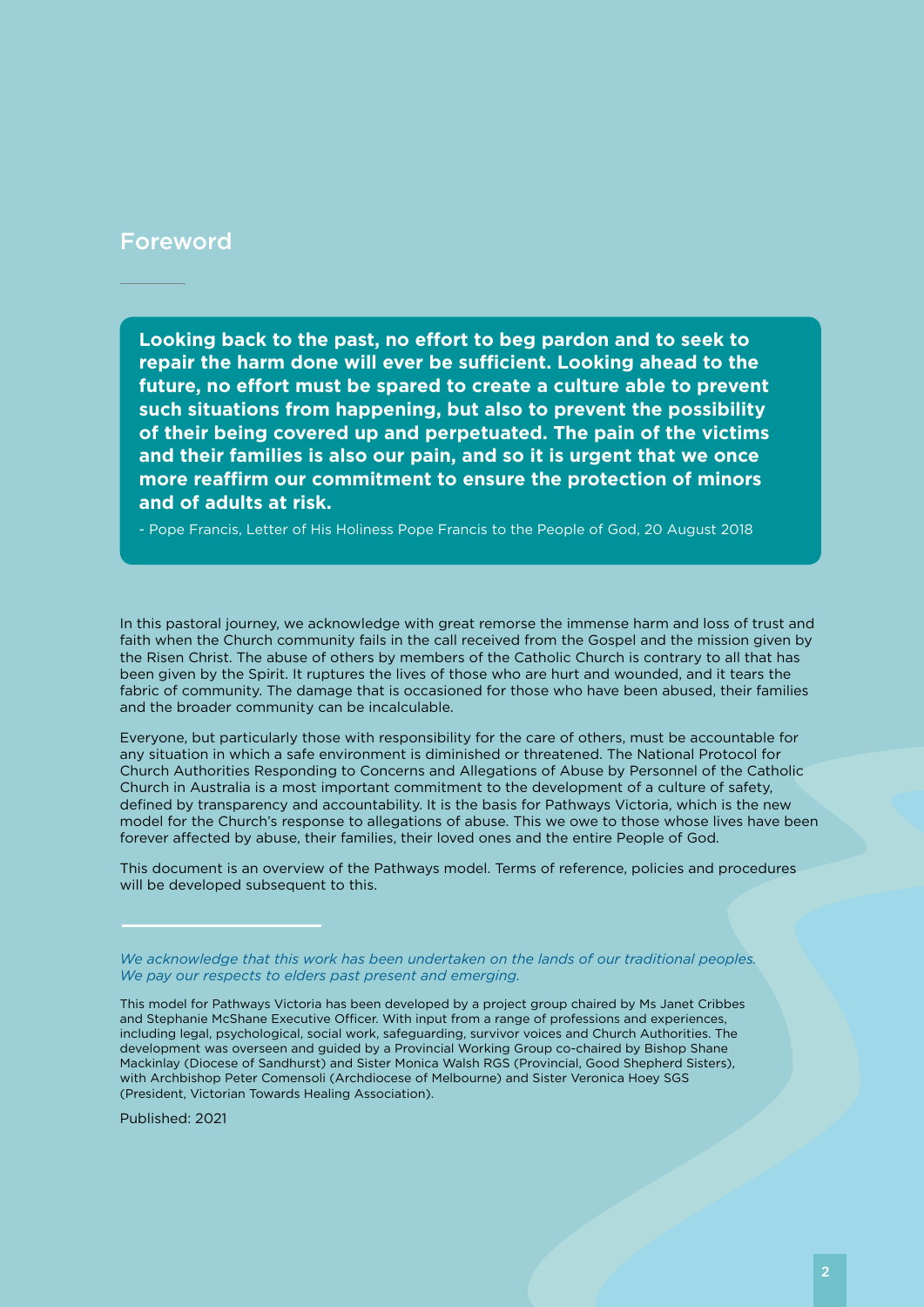# Foreword

**Looking back to the past, no effort to beg pardon and to seek to repair the harm done will ever be sufficient. Looking ahead to the future, no effort must be spared to create a culture able to prevent such situations from happening, but also to prevent the possibility of their being covered up and perpetuated. The pain of the victims and their families is also our pain, and so it is urgent that we once more reaffirm our commitment to ensure the protection of minors and of adults at risk.**

- Pope Francis, Letter of His Holiness Pope Francis to the People of God, 20 August 2018

In this pastoral journey, we acknowledge with great remorse the immense harm and loss of trust and faith when the Church community fails in the call received from the Gospel and the mission given by the Risen Christ. The abuse of others by members of the Catholic Church is contrary to all that has been given by the Spirit. It ruptures the lives of those who are hurt and wounded, and it tears the fabric of community. The damage that is occasioned for those who have been abused, their families and the broader community can be incalculable.

Everyone, but particularly those with responsibility for the care of others, must be accountable for any situation in which a safe environment is diminished or threatened. The National Protocol for Church Authorities Responding to Concerns and Allegations of Abuse by Personnel of the Catholic Church in Australia is a most important commitment to the development of a culture of safety, defined by transparency and accountability. It is the basis for Pathways Victoria, which is the new model for the Church's response to allegations of abuse. This we owe to those whose lives have been forever affected by abuse, their families, their loved ones and the entire People of God.

This document is an overview of the Pathways model. Terms of reference, policies and procedures will be developed subsequent to this.

*We acknowledge that this work has been undertaken on the lands of our traditional peoples. We pay our respects to elders past present and emerging.*

This model for Pathways Victoria has been developed by a project group chaired by Ms Janet Cribbes and Stephanie McShane Executive Officer. With input from a range of professions and experiences, including legal, psychological, social work, safeguarding, survivor voices and Church Authorities. The development was overseen and guided by a Provincial Working Group co-chaired by Bishop Shane Mackinlay (Diocese of Sandhurst) and Sister Monica Walsh RGS (Provincial, Good Shepherd Sisters), with Archbishop Peter Comensoli (Archdiocese of Melbourne) and Sister Veronica Hoey SGS (President, Victorian Towards Healing Association).

Published: 2021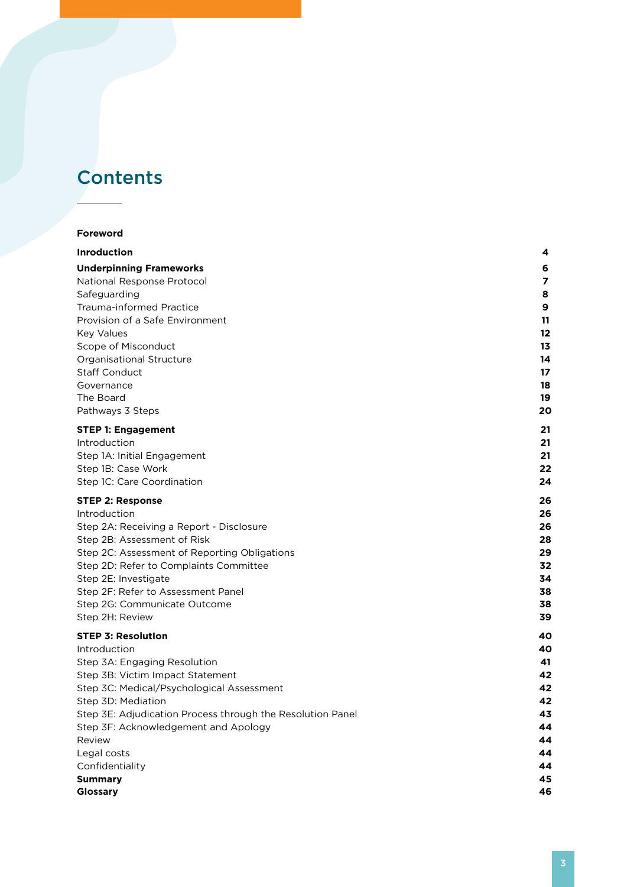# Contents

| | |
|---|---|
| **Foreword** | |
| **Inroduction** | **4** |
| **Underpinning Frameworks** | **6** |
| National Response Protocol | **7** |
| Safeguarding | **8** |
| Trauma-informed Practice | **9** |
| Provision of a Safe Environment | **11** |
| Key Values | **12** |
| Scope of Misconduct | **13** |
| Organisational Structure | **14** |
| Staff Conduct | **17** |
| Governance | **18** |
| The Board | **19** |
| Pathways 3 Steps | **20** |
| **STEP 1: Engagement** | **21** |
| Introduction | **21** |
| Step 1A: Initial Engagement | **21** |
| Step 1B: Case Work | **22** |
| Step 1C: Care Coordination | **24** |
| **STEP 2: Response** | **26** |
| Introduction | **26** |
| Step 2A: Receiving a Report - Disclosure | **26** |
| Step 2B: Assessment of Risk | **28** |
| Step 2C: Assessment of Reporting Obligations | **29** |
| Step 2D: Refer to Complaints Committee | **32** |
| Step 2E: Investigate | **34** |
| Step 2F: Refer to Assessment Panel | **38** |
| Step 2G: Communicate Outcome | **38** |
| Step 2H: Review | **39** |
| **STEP 3: Resolution** | **40** |
| Introduction | **40** |
| Step 3A: Engaging Resolution | **41** |
| Step 3B: Victim Impact Statement | **42** |
| Step 3C: Medical/Psychological Assessment | **42** |
| Step 3D: Mediation | **42** |
| Step 3E: Adjudication Process through the Resolution Panel | **43** |
| Step 3F: Acknowledgement and Apology | **44** |
| Review | **44** |
| Legal costs | **44** |
| Confidentiality | **44** |
| **Summary** | **45** |
| **Glossary** | **46** |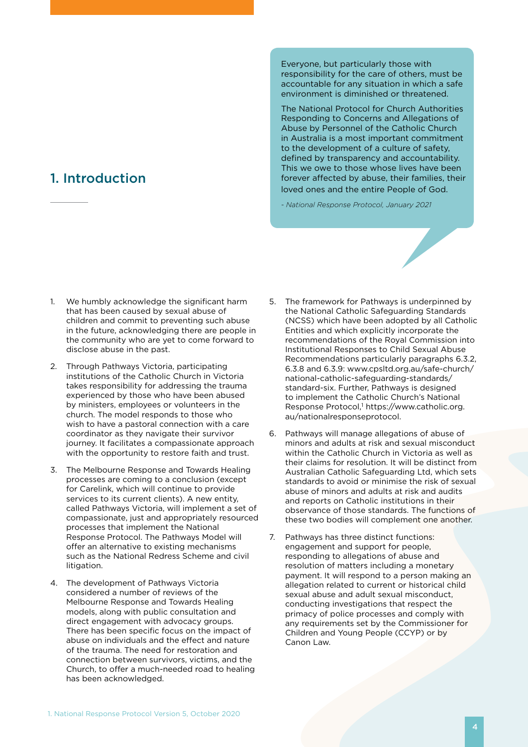## 1. Introduction

> Everyone, but particularly those with responsibility for the care of others, must be accountable for any situation in which a safe environment is diminished or threatened.
>
> The National Protocol for Church Authorities Responding to Concerns and Allegations of Abuse by Personnel of the Catholic Church in Australia is a most important commitment to the development of a culture of safety, defined by transparency and accountability. This we owe to those whose lives have been forever affected by abuse, their families, their loved ones and the entire People of God.
>
> *- National Response Protocol, January 2021*

1. We humbly acknowledge the significant harm that has been caused by sexual abuse of children and commit to preventing such abuse in the future, acknowledging there are people in the community who are yet to come forward to disclose abuse in the past.

2. Through Pathways Victoria, participating institutions of the Catholic Church in Victoria takes responsibility for addressing the trauma experienced by those who have been abused by ministers, employees or volunteers in the church. The model responds to those who wish to have a pastoral connection with a care coordinator as they navigate their survivor journey. It facilitates a compassionate approach with the opportunity to restore faith and trust.

3. The Melbourne Response and Towards Healing processes are coming to a conclusion (except for Carelink, which will continue to provide services to its current clients). A new entity, called Pathways Victoria, will implement a set of compassionate, just and appropriately resourced processes that implement the National Response Protocol. The Pathways Model will offer an alternative to existing mechanisms such as the National Redress Scheme and civil litigation.

4. The development of Pathways Victoria considered a number of reviews of the Melbourne Response and Towards Healing models, along with public consultation and direct engagement with advocacy groups. There has been specific focus on the impact of abuse on individuals and the effect and nature of the trauma. The need for restoration and connection between survivors, victims, and the Church, to offer a much-needed road to healing has been acknowledged.

5. The framework for Pathways is underpinned by the National Catholic Safeguarding Standards (NCSS) which have been adopted by all Catholic Entities and which explicitly incorporate the recommendations of the Royal Commission into Institutional Responses to Child Sexual Abuse Recommendations particularly paragraphs 6.3.2, 6.3.8 and 6.3.9: www.cpsltd.org.au/safe-church/national-catholic-safeguarding-standards/standard-six. Further, Pathways is designed to implement the Catholic Church's National Response Protocol,[1] https://www.catholic.org.au/nationalresponseprotocol.

6. Pathways will manage allegations of abuse of minors and adults at risk and sexual misconduct within the Catholic Church in Victoria as well as their claims for resolution. It will be distinct from Australian Catholic Safeguarding Ltd, which sets standards to avoid or minimise the risk of sexual abuse of minors and adults at risk and audits and reports on Catholic institutions in their observance of those standards. The functions of these two bodies will complement one another.

7. Pathways has three distinct functions: engagement and support for people, responding to allegations of abuse and resolution of matters including a monetary payment. It will respond to a person making an allegation related to current or historical child sexual abuse and adult sexual misconduct, conducting investigations that respect the primacy of police processes and comply with any requirements set by the Commissioner for Children and Young People (CCYP) or by Canon Law.

1. National Response Protocol Version 5, October 2020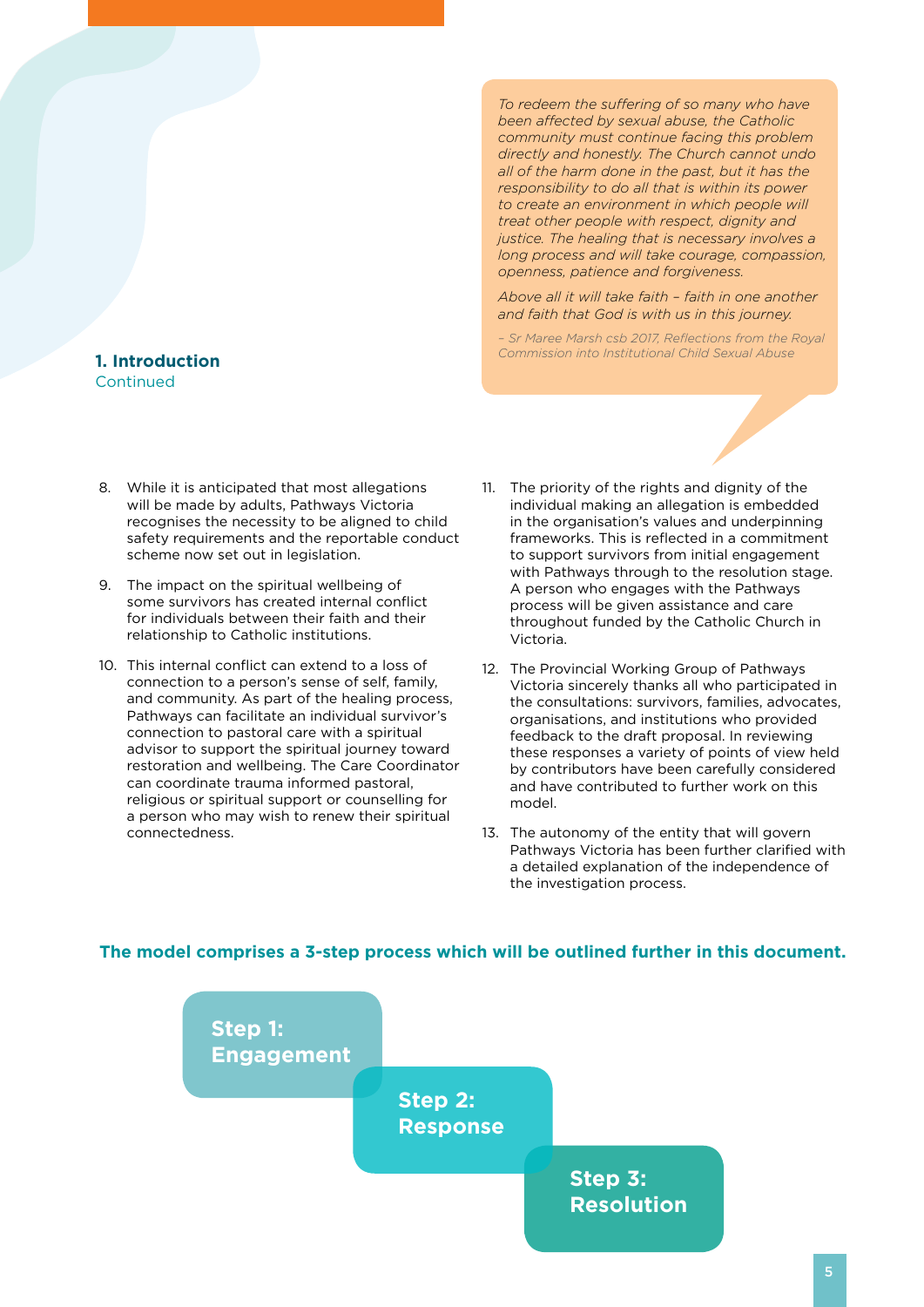## 1. Introduction

Continued

> *To redeem the suffering of so many who have been affected by sexual abuse, the Catholic community must continue facing this problem directly and honestly. The Church cannot undo all of the harm done in the past, but it has the responsibility to do all that is within its power to create an environment in which people will treat other people with respect, dignity and justice. The healing that is necessary involves a long process and will take courage, compassion, openness, patience and forgiveness.*
>
> *Above all it will take faith – faith in one another and faith that God is with us in this journey.*
>
> *– Sr Maree Marsh csb 2017, Reflections from the Royal Commission into Institutional Child Sexual Abuse*

8. While it is anticipated that most allegations will be made by adults, Pathways Victoria recognises the necessity to be aligned to child safety requirements and the reportable conduct scheme now set out in legislation.

9. The impact on the spiritual wellbeing of some survivors has created internal conflict for individuals between their faith and their relationship to Catholic institutions.

10. This internal conflict can extend to a loss of connection to a person's sense of self, family, and community. As part of the healing process, Pathways can facilitate an individual survivor's connection to pastoral care with a spiritual advisor to support the spiritual journey toward restoration and wellbeing. The Care Coordinator can coordinate trauma informed pastoral, religious or spiritual support or counselling for a person who may wish to renew their spiritual connectedness.

11. The priority of the rights and dignity of the individual making an allegation is embedded in the organisation's values and underpinning frameworks. This is reflected in a commitment to support survivors from initial engagement with Pathways through to the resolution stage. A person who engages with the Pathways process will be given assistance and care throughout funded by the Catholic Church in Victoria.

12. The Provincial Working Group of Pathways Victoria sincerely thanks all who participated in the consultations: survivors, families, advocates, organisations, and institutions who provided feedback to the draft proposal. In reviewing these responses a variety of points of view held by contributors have been carefully considered and have contributed to further work on this model.

13. The autonomy of the entity that will govern Pathways Victoria has been further clarified with a detailed explanation of the independence of the investigation process.

**The model comprises a 3-step process which will be outlined further in this document.**

**Step 1: Engagement**

**Step 2: Response**

**Step 3: Resolution**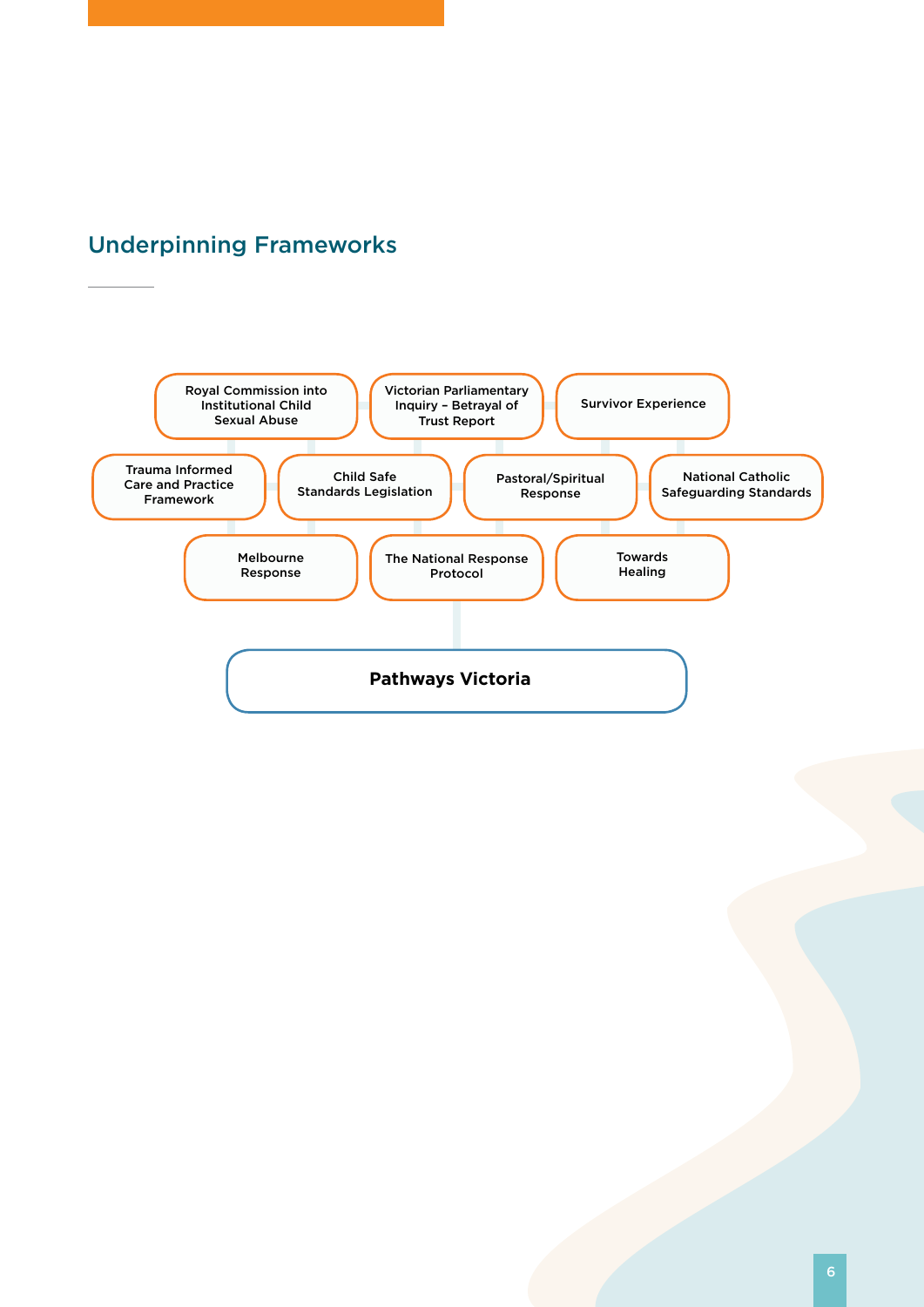## Underpinning Frameworks

Royal Commission into Institutional Child Sexual Abuse

Victorian Parliamentary Inquiry – Betrayal of Trust Report

Survivor Experience

Trauma Informed Care and Practice Framework

Child Safe Standards Legislation

Pastoral/Spiritual Response

National Catholic Safeguarding Standards

Melbourne Response

The National Response Protocol

Towards Healing

**Pathways Victoria**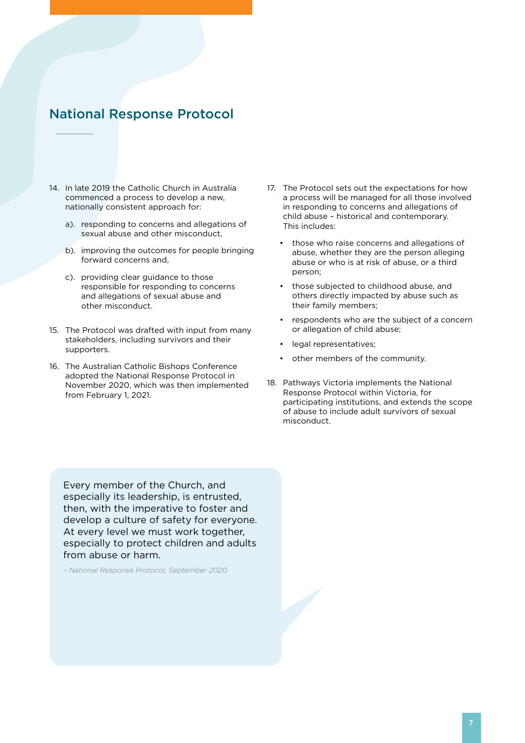## National Response Protocol

14. In late 2019 the Catholic Church in Australia commenced a process to develop a new, nationally consistent approach for:

    a). responding to concerns and allegations of sexual abuse and other misconduct,

    b). improving the outcomes for people bringing forward concerns and,

    c). providing clear guidance to those responsible for responding to concerns and allegations of sexual abuse and other misconduct.

15. The Protocol was drafted with input from many stakeholders, including survivors and their supporters.

16. The Australian Catholic Bishops Conference adopted the National Response Protocol in November 2020, which was then implemented from February 1, 2021.

17. The Protocol sets out the expectations for how a process will be managed for all those involved in responding to concerns and allegations of child abuse – historical and contemporary. This includes:

    - those who raise concerns and allegations of abuse, whether they are the person alleging abuse or who is at risk of abuse, or a third person;
    - those subjected to childhood abuse, and others directly impacted by abuse such as their family members;
    - respondents who are the subject of a concern or allegation of child abuse;
    - legal representatives;
    - other members of the community.

18. Pathways Victoria implements the National Response Protocol within Victoria, for participating institutions, and extends the scope of abuse to include adult survivors of sexual misconduct.

> Every member of the Church, and especially its leadership, is entrusted, then, with the imperative to foster and develop a culture of safety for everyone. At every level we must work together, especially to protect children and adults from abuse or harm.
>
> *– National Response Protocol, September 2020*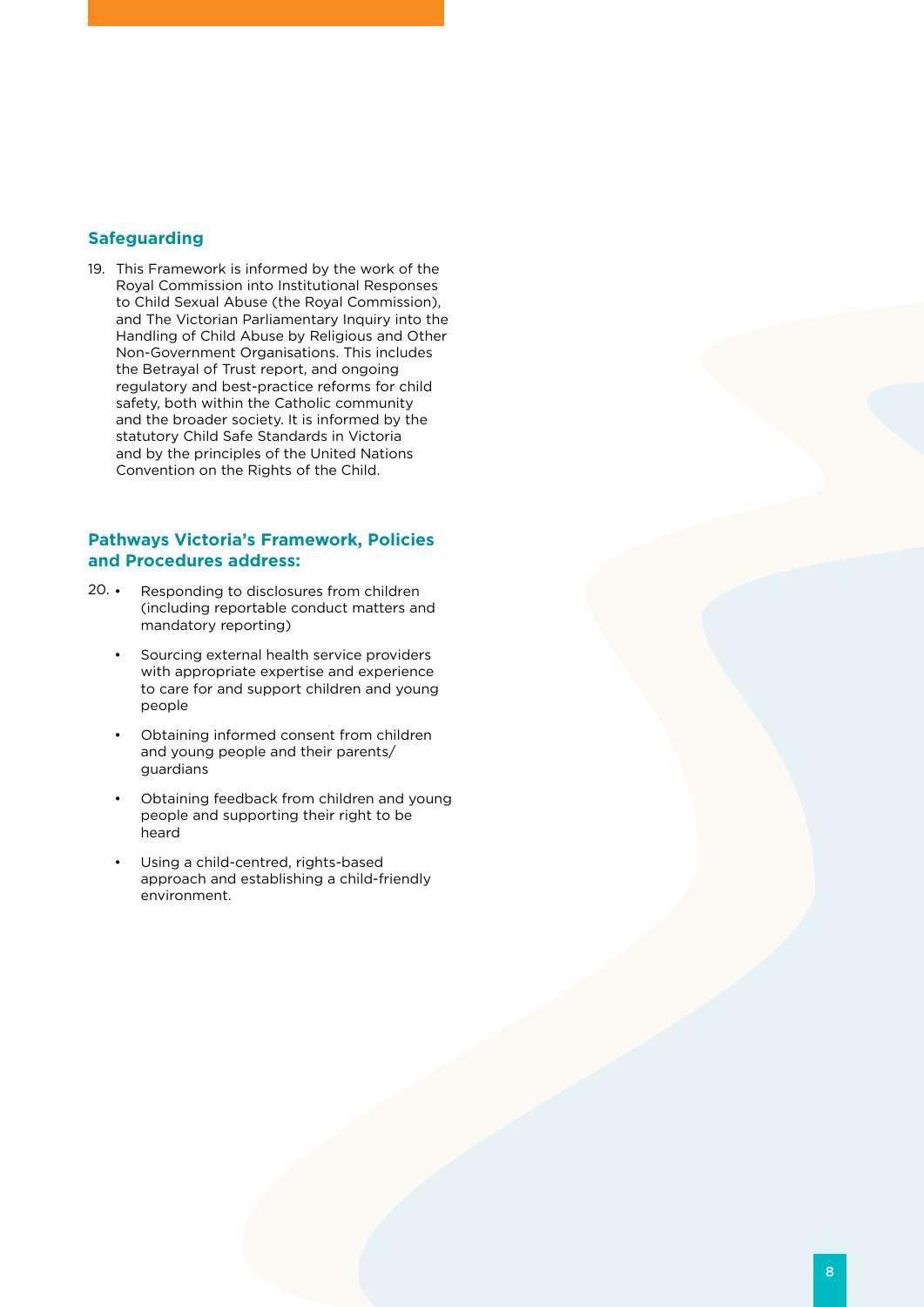## Safeguarding

19. This Framework is informed by the work of the Royal Commission into Institutional Responses to Child Sexual Abuse (the Royal Commission), and The Victorian Parliamentary Inquiry into the Handling of Child Abuse by Religious and Other Non-Government Organisations. This includes the Betrayal of Trust report, and ongoing regulatory and best-practice reforms for child safety, both within the Catholic community and the broader society. It is informed by the statutory Child Safe Standards in Victoria and by the principles of the United Nations Convention on the Rights of the Child.

## Pathways Victoria's Framework, Policies and Procedures address:

20.
- Responding to disclosures from children (including reportable conduct matters and mandatory reporting)
- Sourcing external health service providers with appropriate expertise and experience to care for and support children and young people
- Obtaining informed consent from children and young people and their parents/ guardians
- Obtaining feedback from children and young people and supporting their right to be heard
- Using a child-centred, rights-based approach and establishing a child-friendly environment.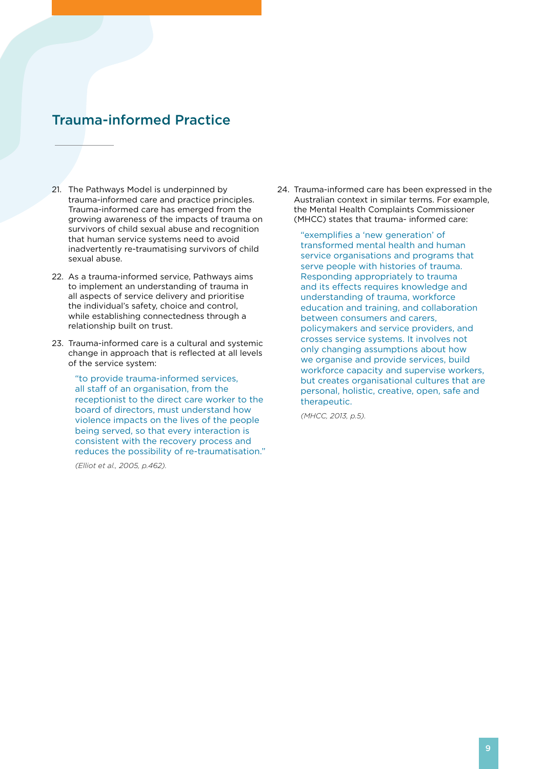## Trauma-informed Practice

21. The Pathways Model is underpinned by trauma-informed care and practice principles. Trauma-informed care has emerged from the growing awareness of the impacts of trauma on survivors of child sexual abuse and recognition that human service systems need to avoid inadvertently re-traumatising survivors of child sexual abuse.

22. As a trauma-informed service, Pathways aims to implement an understanding of trauma in all aspects of service delivery and prioritise the individual's safety, choice and control, while establishing connectedness through a relationship built on trust.

23. Trauma-informed care is a cultural and systemic change in approach that is reflected at all levels of the service system:

> "to provide trauma-informed services, all staff of an organisation, from the receptionist to the direct care worker to the board of directors, must understand how violence impacts on the lives of the people being served, so that every interaction is consistent with the recovery process and reduces the possibility of re-traumatisation."
>
> *(Elliot et al., 2005, p.462).*

24. Trauma-informed care has been expressed in the Australian context in similar terms. For example, the Mental Health Complaints Commissioner (MHCC) states that trauma- informed care:

> "exemplifies a 'new generation' of transformed mental health and human service organisations and programs that serve people with histories of trauma. Responding appropriately to trauma and its effects requires knowledge and understanding of trauma, workforce education and training, and collaboration between consumers and carers, policymakers and service providers, and crosses service systems. It involves not only changing assumptions about how we organise and provide services, build workforce capacity and supervise workers, but creates organisational cultures that are personal, holistic, creative, open, safe and therapeutic.
>
> *(MHCC, 2013, p.5).*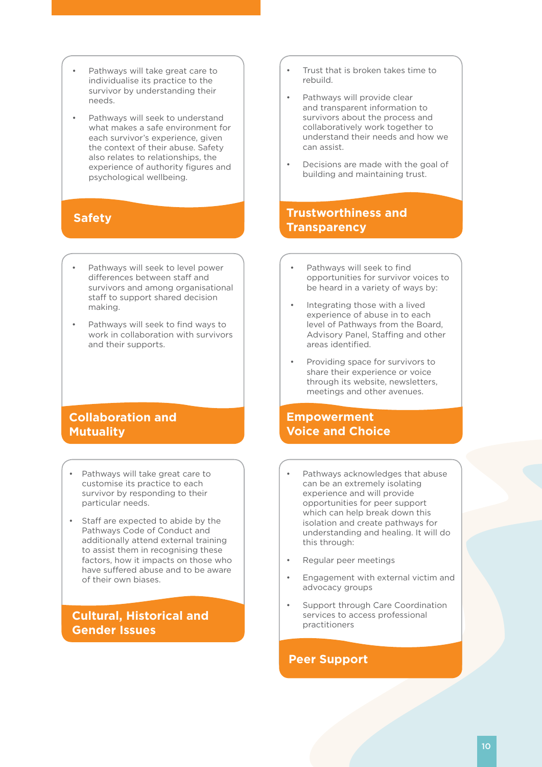## Safety

- Pathways will take great care to individualise its practice to the survivor by understanding their needs.
- Pathways will seek to understand what makes a safe environment for each survivor's experience, given the context of their abuse. Safety also relates to relationships, the experience of authority figures and psychological wellbeing.

## Trustworthiness and Transparency

- Trust that is broken takes time to rebuild.
- Pathways will provide clear and transparent information to survivors about the process and collaboratively work together to understand their needs and how we can assist.
- Decisions are made with the goal of building and maintaining trust.

## Collaboration and Mutuality

- Pathways will seek to level power differences between staff and survivors and among organisational staff to support shared decision making.
- Pathways will seek to find ways to work in collaboration with survivors and their supports.

## Empowerment Voice and Choice

- Pathways will seek to find opportunities for survivor voices to be heard in a variety of ways by:
- Integrating those with a lived experience of abuse in to each level of Pathways from the Board, Advisory Panel, Staffing and other areas identified.
- Providing space for survivors to share their experience or voice through its website, newsletters, meetings and other avenues.

## Cultural, Historical and Gender Issues

- Pathways will take great care to customise its practice to each survivor by responding to their particular needs.
- Staff are expected to abide by the Pathways Code of Conduct and additionally attend external training to assist them in recognising these factors, how it impacts on those who have suffered abuse and to be aware of their own biases.

## Peer Support

- Pathways acknowledges that abuse can be an extremely isolating experience and will provide opportunities for peer support which can help break down this isolation and create pathways for understanding and healing. It will do this through:
- Regular peer meetings
- Engagement with external victim and advocacy groups
- Support through Care Coordination services to access professional practitioners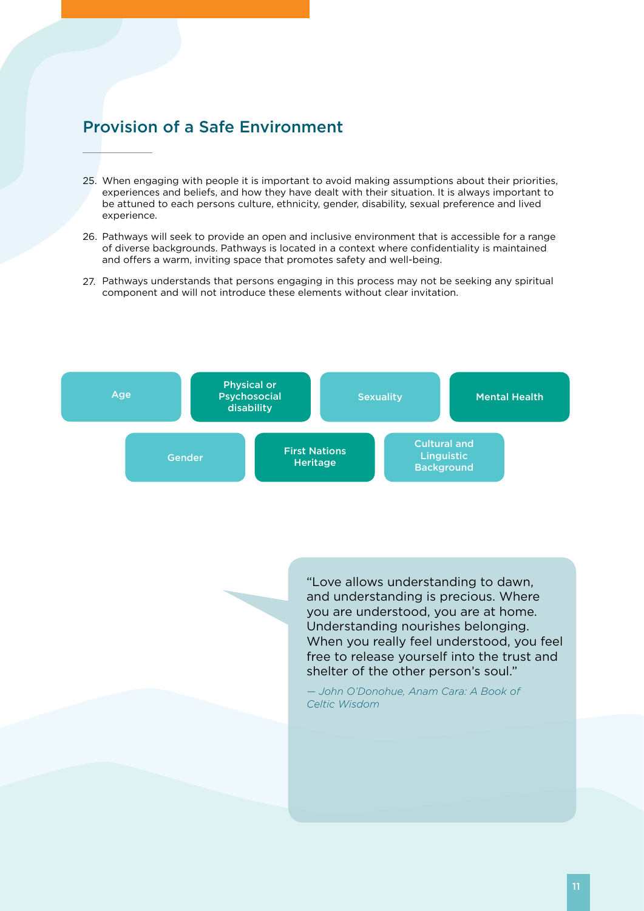## Provision of a Safe Environment

25. When engaging with people it is important to avoid making assumptions about their priorities, experiences and beliefs, and how they have dealt with their situation. It is always important to be attuned to each persons culture, ethnicity, gender, disability, sexual preference and lived experience.

26. Pathways will seek to provide an open and inclusive environment that is accessible for a range of diverse backgrounds. Pathways is located in a context where confidentiality is maintained and offers a warm, inviting space that promotes safety and well-being.

27. Pathways understands that persons engaging in this process may not be seeking any spiritual component and will not introduce these elements without clear invitation.

Age

Physical or Psychosocial disability

Sexuality

Mental Health

Gender

First Nations Heritage

Cultural and Linguistic Background

"Love allows understanding to dawn, and understanding is precious. Where you are understood, you are at home. Understanding nourishes belonging. When you really feel understood, you feel free to release yourself into the trust and shelter of the other person's soul."

*— John O'Donohue, Anam Cara: A Book of Celtic Wisdom*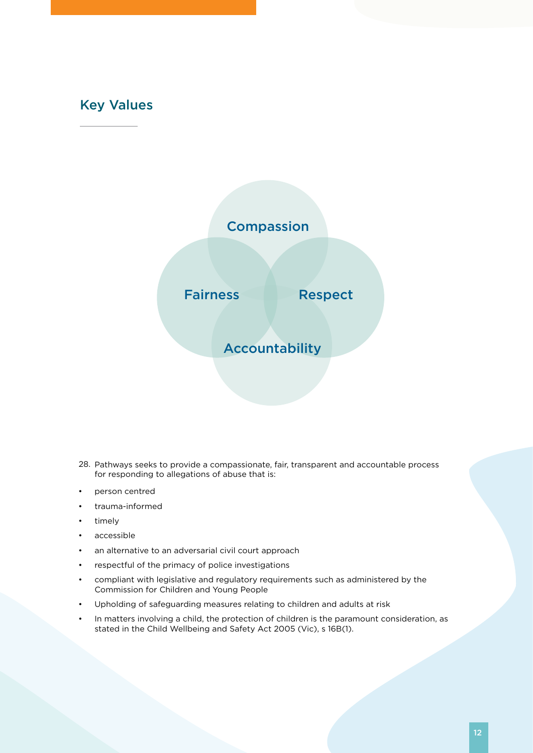## Key Values

Compassion

Fairness

Respect

Accountability

28. Pathways seeks to provide a compassionate, fair, transparent and accountable process for responding to allegations of abuse that is:

- person centred
- trauma-informed
- timely
- accessible
- an alternative to an adversarial civil court approach
- respectful of the primacy of police investigations
- compliant with legislative and regulatory requirements such as administered by the Commission for Children and Young People
- Upholding of safeguarding measures relating to children and adults at risk
- In matters involving a child, the protection of children is the paramount consideration, as stated in the Child Wellbeing and Safety Act 2005 (Vic), s 16B(1).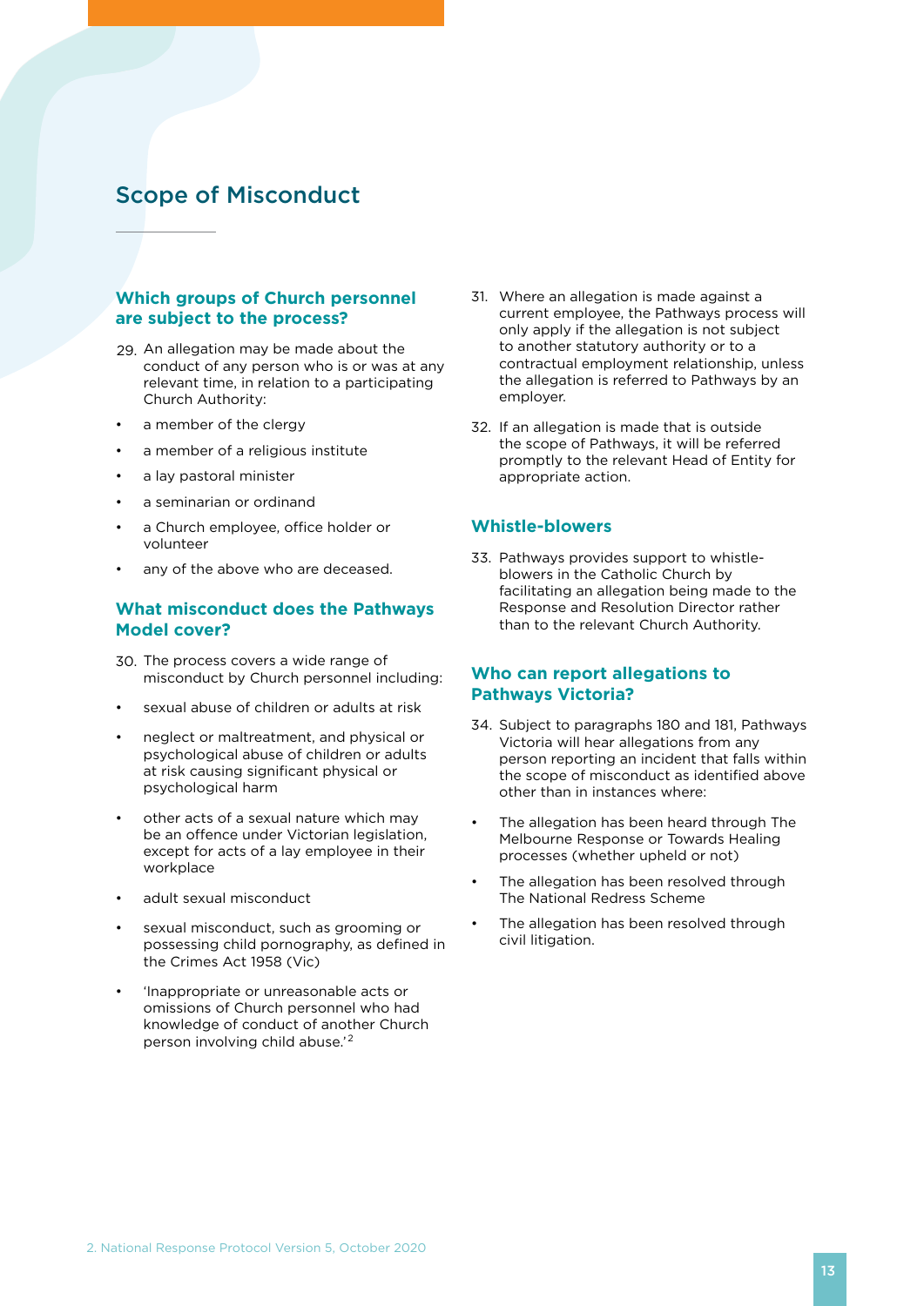# Scope of Misconduct

### Which groups of Church personnel are subject to the process?

29. An allegation may be made about the conduct of any person who is or was at any relevant time, in relation to a participating Church Authority:

- a member of the clergy
- a member of a religious institute
- a lay pastoral minister
- a seminarian or ordinand
- a Church employee, office holder or volunteer
- any of the above who are deceased.

### What misconduct does the Pathways Model cover?

30. The process covers a wide range of misconduct by Church personnel including:

- sexual abuse of children or adults at risk
- neglect or maltreatment, and physical or psychological abuse of children or adults at risk causing significant physical or psychological harm
- other acts of a sexual nature which may be an offence under Victorian legislation, except for acts of a lay employee in their workplace
- adult sexual misconduct
- sexual misconduct, such as grooming or possessing child pornography, as defined in the Crimes Act 1958 (Vic)
- 'Inappropriate or unreasonable acts or omissions of Church personnel who had knowledge of conduct of another Church person involving child abuse.'[2]

31. Where an allegation is made against a current employee, the Pathways process will only apply if the allegation is not subject to another statutory authority or to a contractual employment relationship, unless the allegation is referred to Pathways by an employer.

32. If an allegation is made that is outside the scope of Pathways, it will be referred promptly to the relevant Head of Entity for appropriate action.

### Whistle-blowers

33. Pathways provides support to whistle-blowers in the Catholic Church by facilitating an allegation being made to the Response and Resolution Director rather than to the relevant Church Authority.

### Who can report allegations to Pathways Victoria?

34. Subject to paragraphs 180 and 181, Pathways Victoria will hear allegations from any person reporting an incident that falls within the scope of misconduct as identified above other than in instances where:

- The allegation has been heard through The Melbourne Response or Towards Healing processes (whether upheld or not)
- The allegation has been resolved through The National Redress Scheme
- The allegation has been resolved through civil litigation.

2. National Response Protocol Version 5, October 2020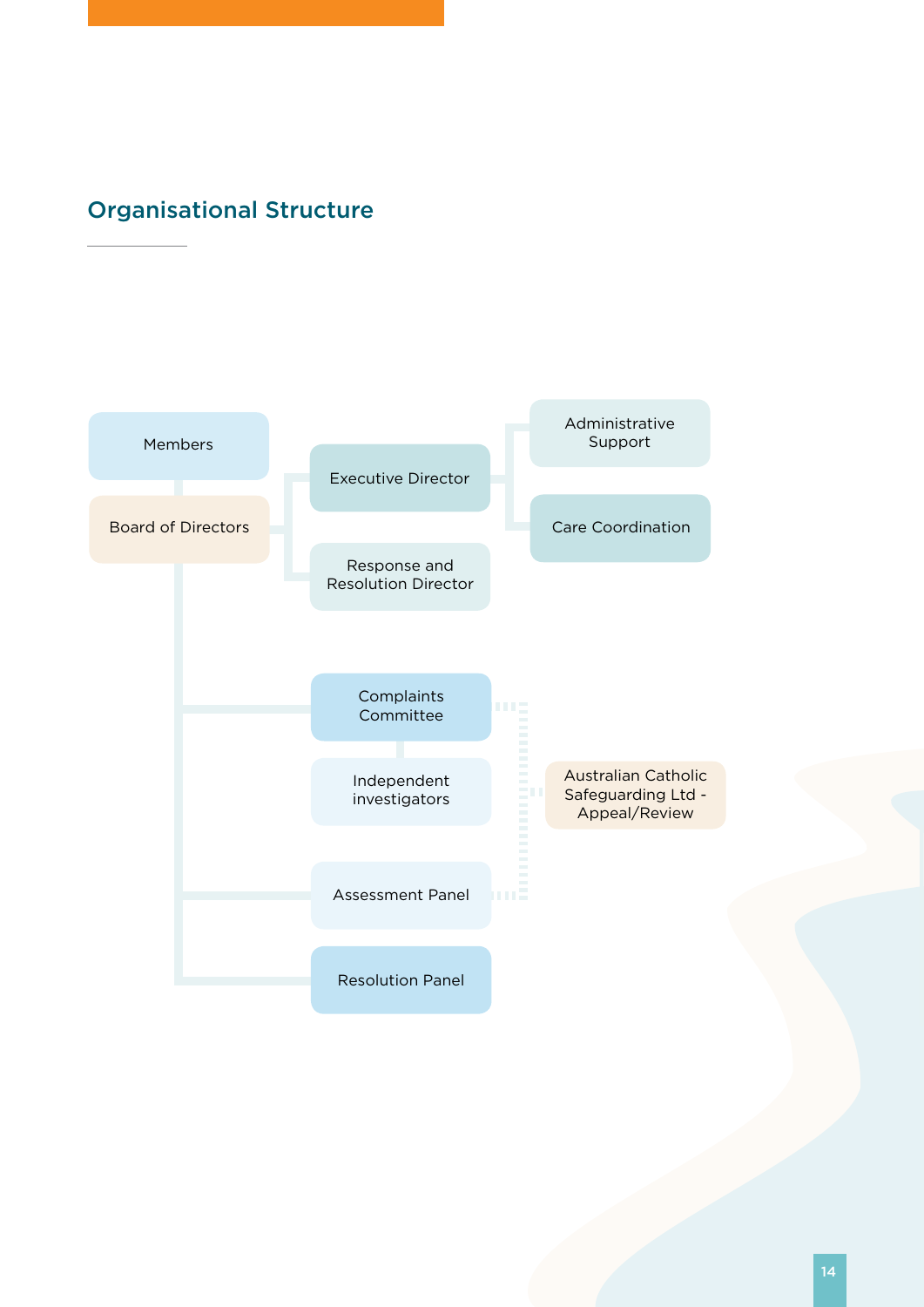## Organisational Structure

Members

Board of Directors

Executive Director

Administrative Support

Care Coordination

Response and Resolution Director

Complaints Committee

Independent investigators

Australian Catholic Safeguarding Ltd - Appeal/Review

Assessment Panel

Resolution Panel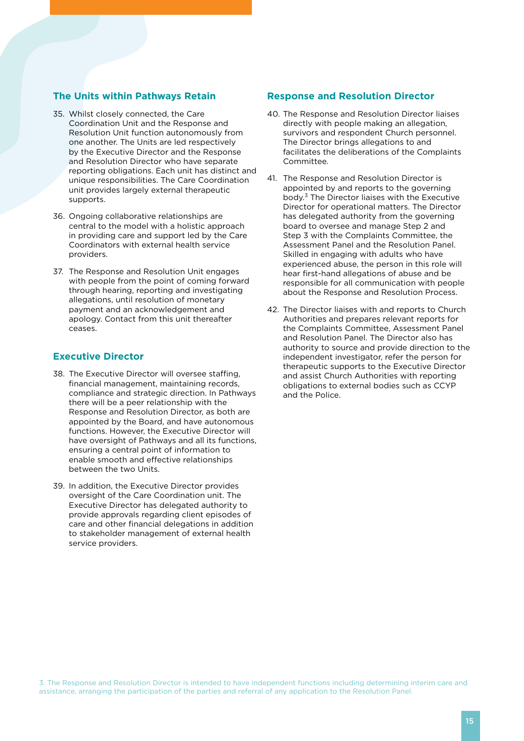## The Units within Pathways Retain

35. Whilst closely connected, the Care Coordination Unit and the Response and Resolution Unit function autonomously from one another. The Units are led respectively by the Executive Director and the Response and Resolution Director who have separate reporting obligations. Each unit has distinct and unique responsibilities. The Care Coordination unit provides largely external therapeutic supports.

36. Ongoing collaborative relationships are central to the model with a holistic approach in providing care and support led by the Care Coordinators with external health service providers.

37. The Response and Resolution Unit engages with people from the point of coming forward through hearing, reporting and investigating allegations, until resolution of monetary payment and an acknowledgement and apology. Contact from this unit thereafter ceases.

## Executive Director

38. The Executive Director will oversee staffing, financial management, maintaining records, compliance and strategic direction. In Pathways there will be a peer relationship with the Response and Resolution Director, as both are appointed by the Board, and have autonomous functions. However, the Executive Director will have oversight of Pathways and all its functions, ensuring a central point of information to enable smooth and effective relationships between the two Units.

39. In addition, the Executive Director provides oversight of the Care Coordination unit. The Executive Director has delegated authority to provide approvals regarding client episodes of care and other financial delegations in addition to stakeholder management of external health service providers.

## Response and Resolution Director

40. The Response and Resolution Director liaises directly with people making an allegation, survivors and respondent Church personnel. The Director brings allegations to and facilitates the deliberations of the Complaints Committee.

41. The Response and Resolution Director is appointed by and reports to the governing body.[3] The Director liaises with the Executive Director for operational matters. The Director has delegated authority from the governing board to oversee and manage Step 2 and Step 3 with the Complaints Committee, the Assessment Panel and the Resolution Panel. Skilled in engaging with adults who have experienced abuse, the person in this role will hear first-hand allegations of abuse and be responsible for all communication with people about the Response and Resolution Process.

42. The Director liaises with and reports to Church Authorities and prepares relevant reports for the Complaints Committee, Assessment Panel and Resolution Panel. The Director also has authority to source and provide direction to the independent investigator, refer the person for therapeutic supports to the Executive Director and assist Church Authorities with reporting obligations to external bodies such as CCYP and the Police.

3. The Response and Resolution Director is intended to have independent functions including determining interim care and assistance, arranging the participation of the parties and referral of any application to the Resolution Panel.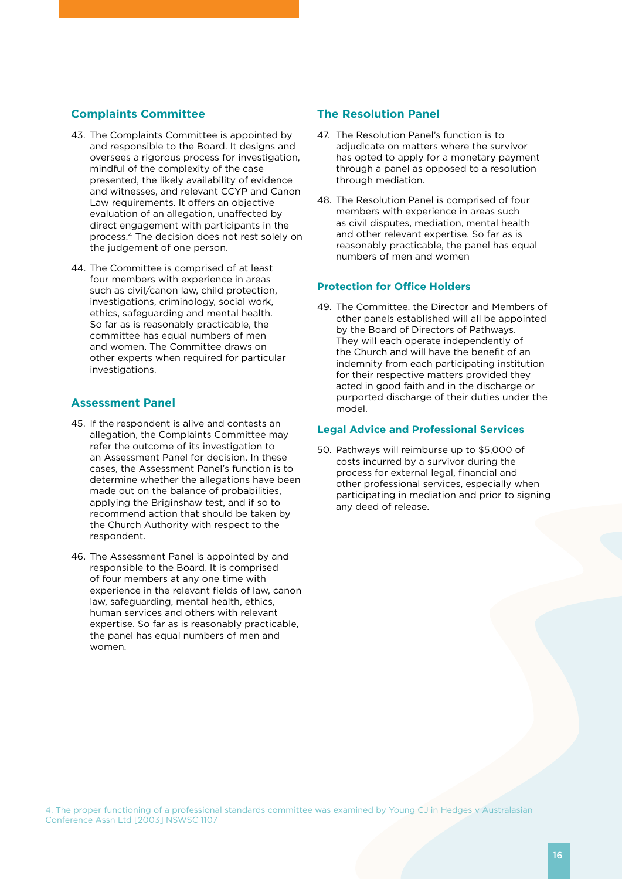## Complaints Committee

43. The Complaints Committee is appointed by and responsible to the Board. It designs and oversees a rigorous process for investigation, mindful of the complexity of the case presented, the likely availability of evidence and witnesses, and relevant CCYP and Canon Law requirements. It offers an objective evaluation of an allegation, unaffected by direct engagement with participants in the process.[4] The decision does not rest solely on the judgement of one person.

44. The Committee is comprised of at least four members with experience in areas such as civil/canon law, child protection, investigations, criminology, social work, ethics, safeguarding and mental health. So far as is reasonably practicable, the committee has equal numbers of men and women. The Committee draws on other experts when required for particular investigations.

## Assessment Panel

45. If the respondent is alive and contests an allegation, the Complaints Committee may refer the outcome of its investigation to an Assessment Panel for decision. In these cases, the Assessment Panel's function is to determine whether the allegations have been made out on the balance of probabilities, applying the Briginshaw test, and if so to recommend action that should be taken by the Church Authority with respect to the respondent.

46. The Assessment Panel is appointed by and responsible to the Board. It is comprised of four members at any one time with experience in the relevant fields of law, canon law, safeguarding, mental health, ethics, human services and others with relevant expertise. So far as is reasonably practicable, the panel has equal numbers of men and women.

## The Resolution Panel

47. The Resolution Panel's function is to adjudicate on matters where the survivor has opted to apply for a monetary payment through a panel as opposed to a resolution through mediation.

48. The Resolution Panel is comprised of four members with experience in areas such as civil disputes, mediation, mental health and other relevant expertise. So far as is reasonably practicable, the panel has equal numbers of men and women

## Protection for Office Holders

49. The Committee, the Director and Members of other panels established will all be appointed by the Board of Directors of Pathways. They will each operate independently of the Church and will have the benefit of an indemnity from each participating institution for their respective matters provided they acted in good faith and in the discharge or purported discharge of their duties under the model.

## Legal Advice and Professional Services

50. Pathways will reimburse up to $5,000 of costs incurred by a survivor during the process for external legal, financial and other professional services, especially when participating in mediation and prior to signing any deed of release.

4. The proper functioning of a professional standards committee was examined by Young CJ in Hedges v Australasian Conference Assn Ltd [2003] NSWSC 1107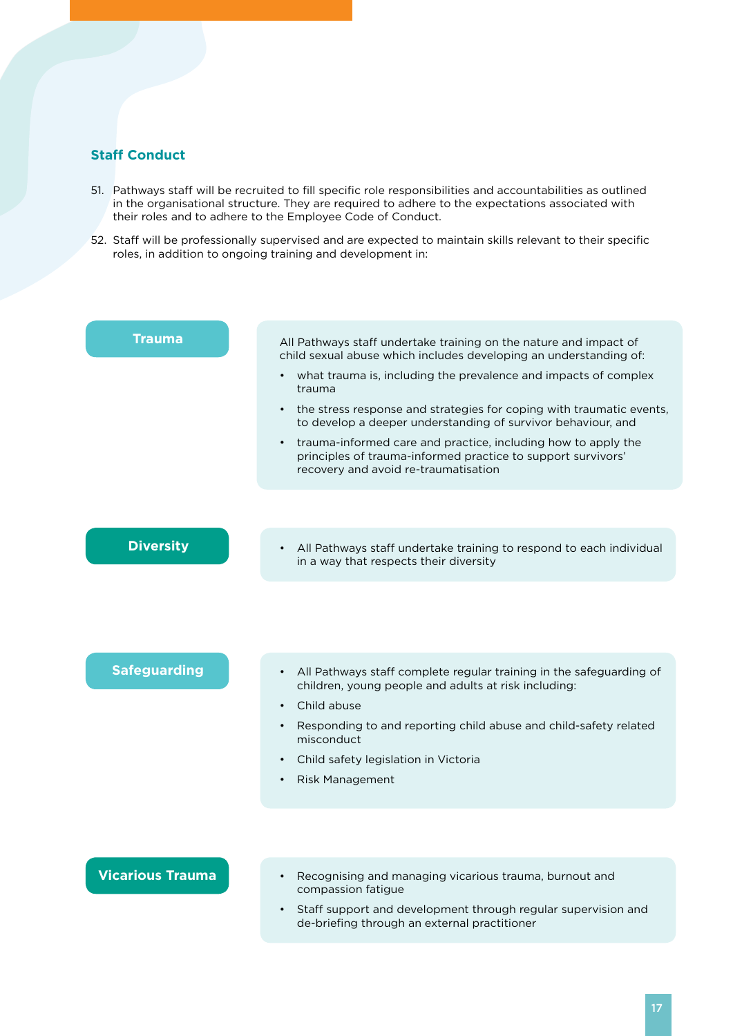## Staff Conduct

51. Pathways staff will be recruited to fill specific role responsibilities and accountabilities as outlined in the organisational structure. They are required to adhere to the expectations associated with their roles and to adhere to the Employee Code of Conduct.

52. Staff will be professionally supervised and are expected to maintain skills relevant to their specific roles, in addition to ongoing training and development in:

### Trauma

All Pathways staff undertake training on the nature and impact of child sexual abuse which includes developing an understanding of:

- what trauma is, including the prevalence and impacts of complex trauma
- the stress response and strategies for coping with traumatic events, to develop a deeper understanding of survivor behaviour, and
- trauma-informed care and practice, including how to apply the principles of trauma-informed practice to support survivors' recovery and avoid re-traumatisation

### Diversity

- All Pathways staff undertake training to respond to each individual in a way that respects their diversity

### Safeguarding

- All Pathways staff complete regular training in the safeguarding of children, young people and adults at risk including:
- Child abuse
- Responding to and reporting child abuse and child-safety related misconduct
- Child safety legislation in Victoria
- Risk Management

### Vicarious Trauma

- Recognising and managing vicarious trauma, burnout and compassion fatigue
- Staff support and development through regular supervision and de-briefing through an external practitioner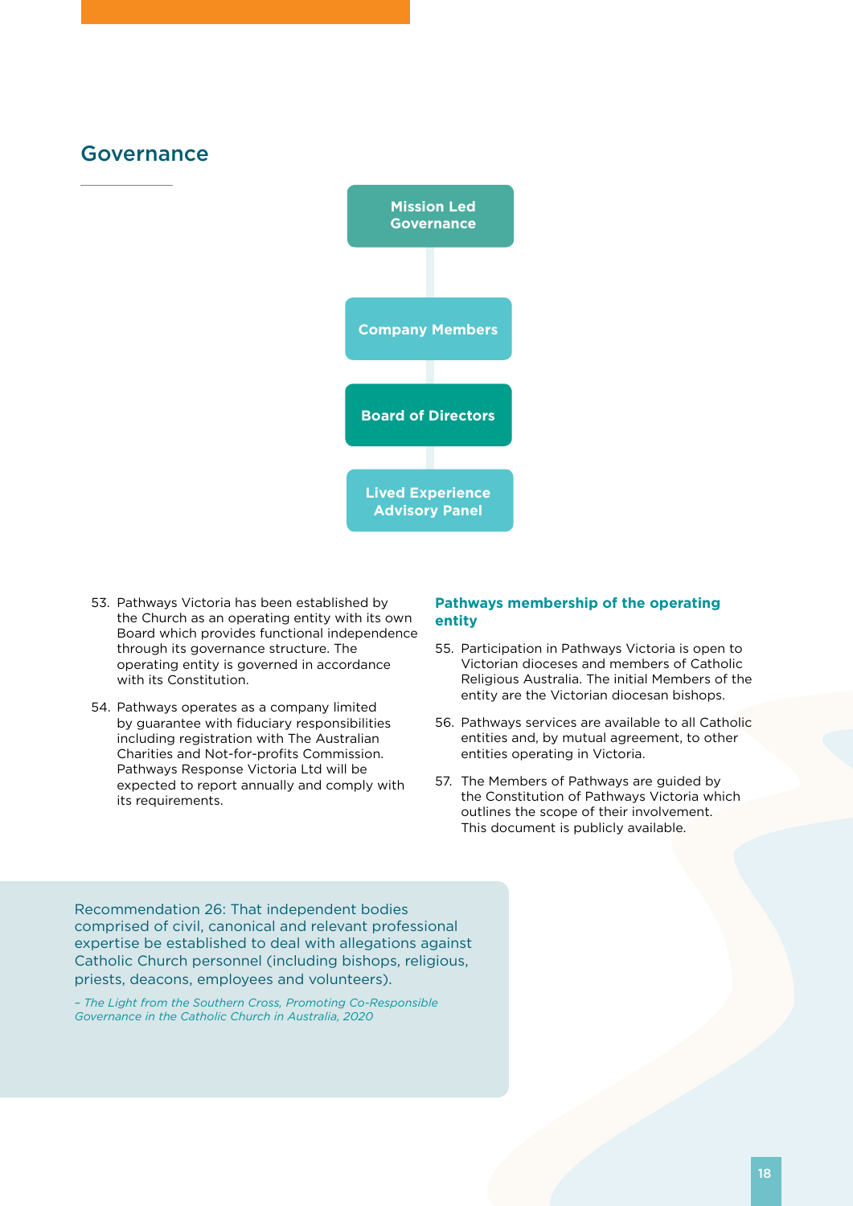## Governance

Mission Led Governance

Company Members

Board of Directors

Lived Experience Advisory Panel

53. Pathways Victoria has been established by the Church as an operating entity with its own Board which provides functional independence through its governance structure. The operating entity is governed in accordance with its Constitution.
54. Pathways operates as a company limited by guarantee with fiduciary responsibilities including registration with The Australian Charities and Not-for-profits Commission. Pathways Response Victoria Ltd will be expected to report annually and comply with its requirements.

### Pathways membership of the operating entity

55. Participation in Pathways Victoria is open to Victorian dioceses and members of Catholic Religious Australia. The initial Members of the entity are the Victorian diocesan bishops.
56. Pathways services are available to all Catholic entities and, by mutual agreement, to other entities operating in Victoria.
57. The Members of Pathways are guided by the Constitution of Pathways Victoria which outlines the scope of their involvement. This document is publicly available.

Recommendation 26: That independent bodies comprised of civil, canonical and relevant professional expertise be established to deal with allegations against Catholic Church personnel (including bishops, religious, priests, deacons, employees and volunteers).

*– The Light from the Southern Cross, Promoting Co-Responsible Governance in the Catholic Church in Australia, 2020*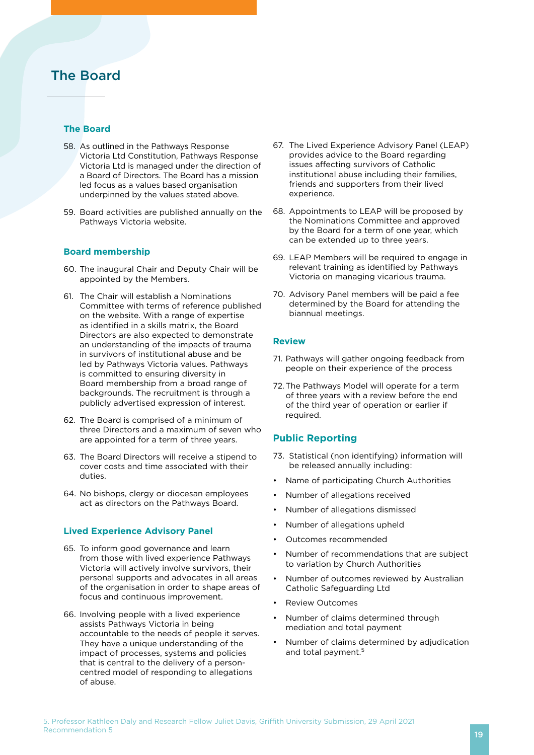# The Board

## The Board

58. As outlined in the Pathways Response Victoria Ltd Constitution, Pathways Response Victoria Ltd is managed under the direction of a Board of Directors. The Board has a mission led focus as a values based organisation underpinned by the values stated above.

59. Board activities are published annually on the Pathways Victoria website.

## Board membership

60. The inaugural Chair and Deputy Chair will be appointed by the Members.

61. The Chair will establish a Nominations Committee with terms of reference published on the website. With a range of expertise as identified in a skills matrix, the Board Directors are also expected to demonstrate an understanding of the impacts of trauma in survivors of institutional abuse and be led by Pathways Victoria values. Pathways is committed to ensuring diversity in Board membership from a broad range of backgrounds. The recruitment is through a publicly advertised expression of interest.

62. The Board is comprised of a minimum of three Directors and a maximum of seven who are appointed for a term of three years.

63. The Board Directors will receive a stipend to cover costs and time associated with their duties.

64. No bishops, clergy or diocesan employees act as directors on the Pathways Board.

## Lived Experience Advisory Panel

65. To inform good governance and learn from those with lived experience Pathways Victoria will actively involve survivors, their personal supports and advocates in all areas of the organisation in order to shape areas of focus and continuous improvement.

66. Involving people with a lived experience assists Pathways Victoria in being accountable to the needs of people it serves. They have a unique understanding of the impact of processes, systems and policies that is central to the delivery of a person-centred model of responding to allegations of abuse.

67. The Lived Experience Advisory Panel (LEAP) provides advice to the Board regarding issues affecting survivors of Catholic institutional abuse including their families, friends and supporters from their lived experience.

68. Appointments to LEAP will be proposed by the Nominations Committee and approved by the Board for a term of one year, which can be extended up to three years.

69. LEAP Members will be required to engage in relevant training as identified by Pathways Victoria on managing vicarious trauma.

70. Advisory Panel members will be paid a fee determined by the Board for attending the biannual meetings.

## Review

71. Pathways will gather ongoing feedback from people on their experience of the process

72. The Pathways Model will operate for a term of three years with a review before the end of the third year of operation or earlier if required.

## Public Reporting

73. Statistical (non identifying) information will be released annually including:

- Name of participating Church Authorities
- Number of allegations received
- Number of allegations dismissed
- Number of allegations upheld
- Outcomes recommended
- Number of recommendations that are subject to variation by Church Authorities
- Number of outcomes reviewed by Australian Catholic Safeguarding Ltd
- Review Outcomes
- Number of claims determined through mediation and total payment
- Number of claims determined by adjudication and total payment.[5]

5. Professor Kathleen Daly and Research Fellow Juliet Davis, Griffith University Submission, 29 April 2021 Recommendation 5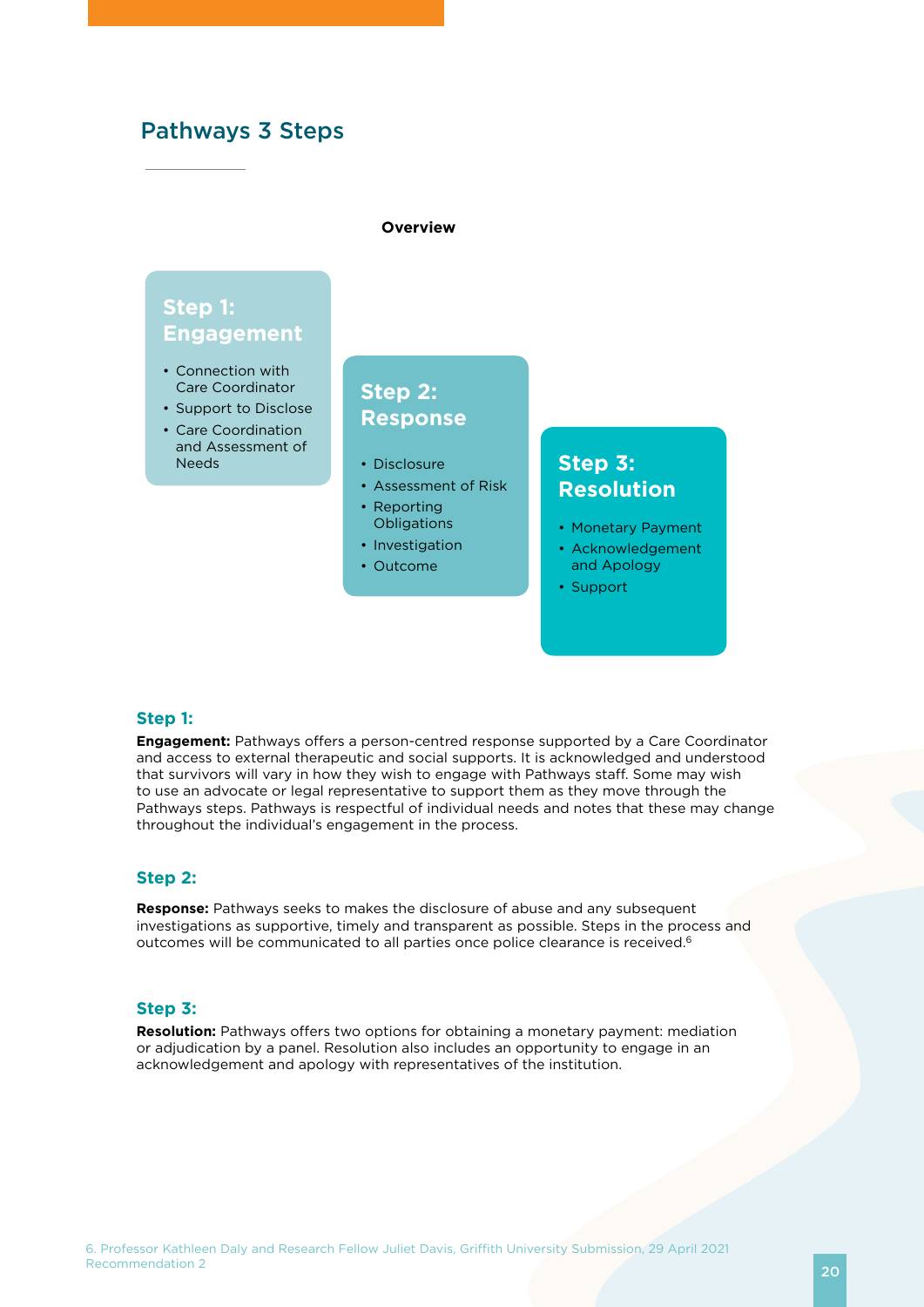## Pathways 3 Steps

**Overview**

### Step 1: Engagement

- Connection with Care Coordinator
- Support to Disclose
- Care Coordination and Assessment of Needs

### Step 2: Response

- Disclosure
- Assessment of Risk
- Reporting Obligations
- Investigation
- Outcome

### Step 3: Resolution

- Monetary Payment
- Acknowledgement and Apology
- Support

### Step 1:

**Engagement:** Pathways offers a person-centred response supported by a Care Coordinator and access to external therapeutic and social supports. It is acknowledged and understood that survivors will vary in how they wish to engage with Pathways staff. Some may wish to use an advocate or legal representative to support them as they move through the Pathways steps. Pathways is respectful of individual needs and notes that these may change throughout the individual's engagement in the process.

### Step 2:

**Response:** Pathways seeks to makes the disclosure of abuse and any subsequent investigations as supportive, timely and transparent as possible. Steps in the process and outcomes will be communicated to all parties once police clearance is received.[6]

### Step 3:

**Resolution:** Pathways offers two options for obtaining a monetary payment: mediation or adjudication by a panel. Resolution also includes an opportunity to engage in an acknowledgement and apology with representatives of the institution.

6. Professor Kathleen Daly and Research Fellow Juliet Davis, Griffith University Submission, 29 April 2021 Recommendation 2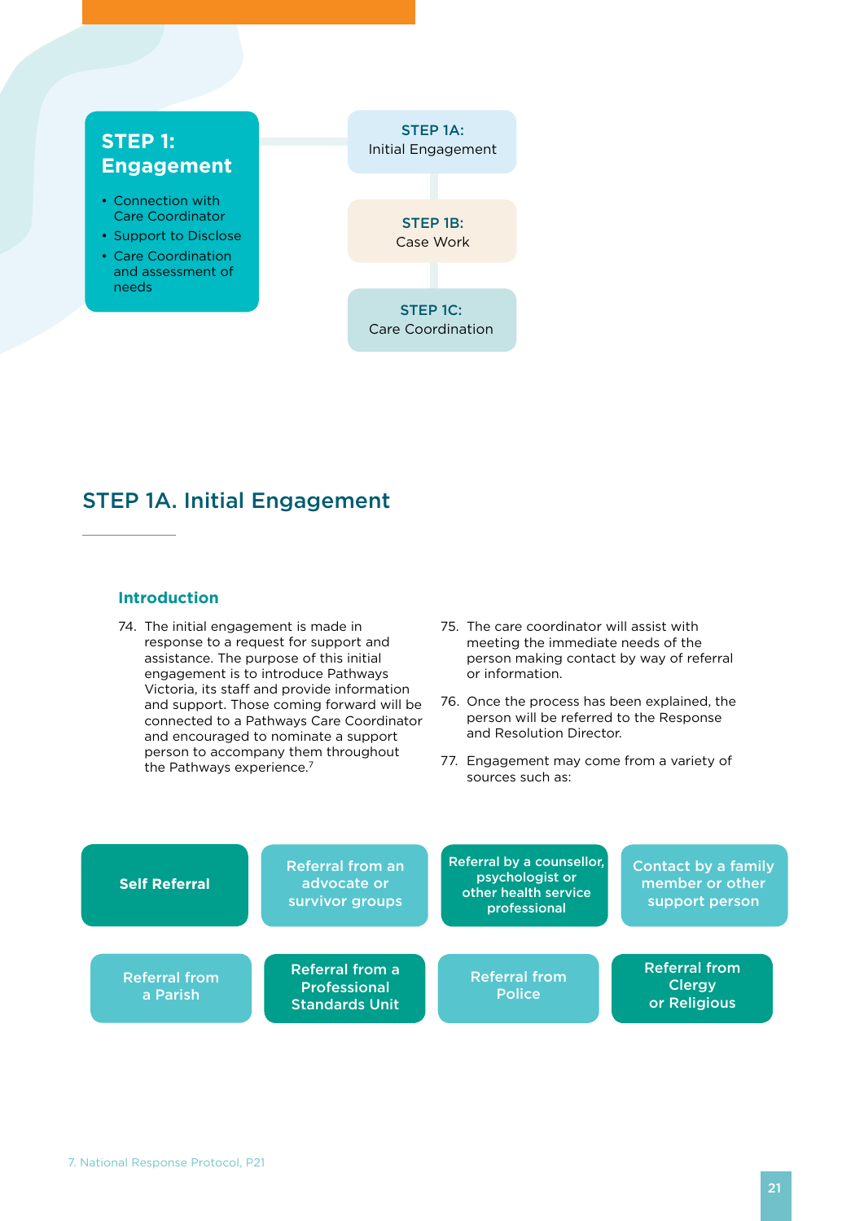**STEP 1: Engagement**

- Connection with Care Coordinator
- Support to Disclose
- Care Coordination and assessment of needs

**STEP 1A:** Initial Engagement

**STEP 1B:** Case Work

**STEP 1C:** Care Coordination

## STEP 1A. Initial Engagement

### Introduction

74. The initial engagement is made in response to a request for support and assistance. The purpose of this initial engagement is to introduce Pathways Victoria, its staff and provide information and support. Those coming forward will be connected to a Pathways Care Coordinator and encouraged to nominate a support person to accompany them throughout the Pathways experience.[7]

75. The care coordinator will assist with meeting the immediate needs of the person making contact by way of referral or information.

76. Once the process has been explained, the person will be referred to the Response and Resolution Director.

77. Engagement may come from a variety of sources such as:

- Self Referral
- Referral from an advocate or survivor groups
- Referral by a counsellor, psychologist or other health service professional
- Contact by a family member or other support person
- Referral from a Parish
- Referral from a Professional Standards Unit
- Referral from Police
- Referral from Clergy or Religious

7. National Response Protocol, P21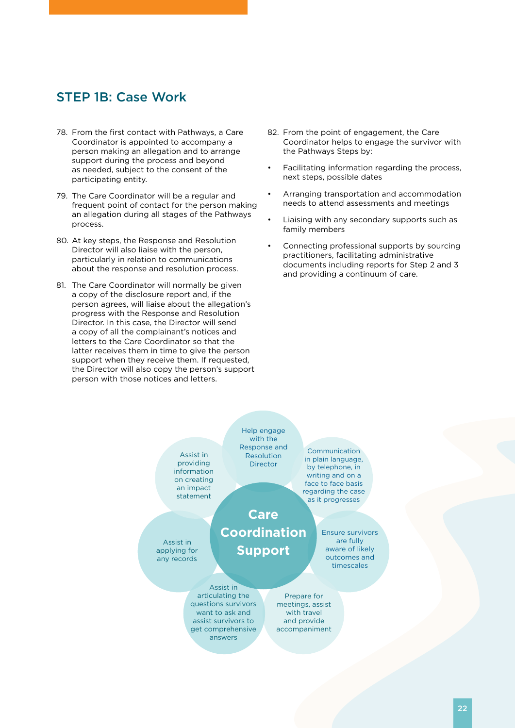## STEP 1B: Case Work

78. From the first contact with Pathways, a Care Coordinator is appointed to accompany a person making an allegation and to arrange support during the process and beyond as needed, subject to the consent of the participating entity.

79. The Care Coordinator will be a regular and frequent point of contact for the person making an allegation during all stages of the Pathways process.

80. At key steps, the Response and Resolution Director will also liaise with the person, particularly in relation to communications about the response and resolution process.

81. The Care Coordinator will normally be given a copy of the disclosure report and, if the person agrees, will liaise about the allegation's progress with the Response and Resolution Director. In this case, the Director will send a copy of all the complainant's notices and letters to the Care Coordinator so that the latter receives them in time to give the person support when they receive them. If requested, the Director will also copy the person's support person with those notices and letters.

82. From the point of engagement, the Care Coordinator helps to engage the survivor with the Pathways Steps by:

- Facilitating information regarding the process, next steps, possible dates
- Arranging transportation and accommodation needs to attend assessments and meetings
- Liaising with any secondary supports such as family members
- Connecting professional supports by sourcing practitioners, facilitating administrative documents including reports for Step 2 and 3 and providing a continuum of care.

Care Coordination Support

Help engage with the Response and Resolution Director

Communication in plain language, by telephone, in writing and on a face to face basis regarding the case as it progresses

Ensure survivors are fully aware of likely outcomes and timescales

Prepare for meetings, assist with travel and provide accompaniment

Assist in articulating the questions survivors want to ask and assist survivors to get comprehensive answers

Assist in applying for any records

Assist in providing information on creating an impact statement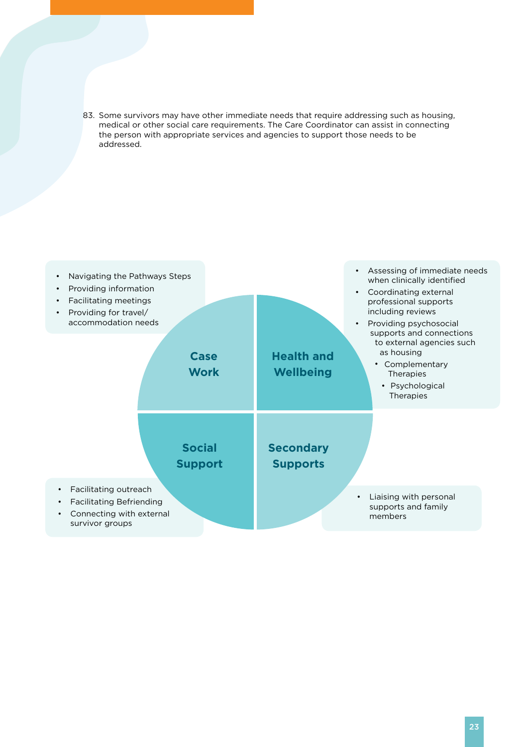83. Some survivors may have other immediate needs that require addressing such as housing, medical or other social care requirements. The Care Coordinator can assist in connecting the person with appropriate services and agencies to support those needs to be addressed.

**Case Work**

- Navigating the Pathways Steps
- Providing information
- Facilitating meetings
- Providing for travel/accommodation needs

**Health and Wellbeing**

- Assessing of immediate needs when clinically identified
- Coordinating external professional supports including reviews
- Providing psychosocial supports and connections to external agencies such as housing
  - Complementary Therapies
  - Psychological Therapies

**Social Support**

- Facilitating outreach
- Facilitating Befriending
- Connecting with external survivor groups

**Secondary Supports**

- Liaising with personal supports and family members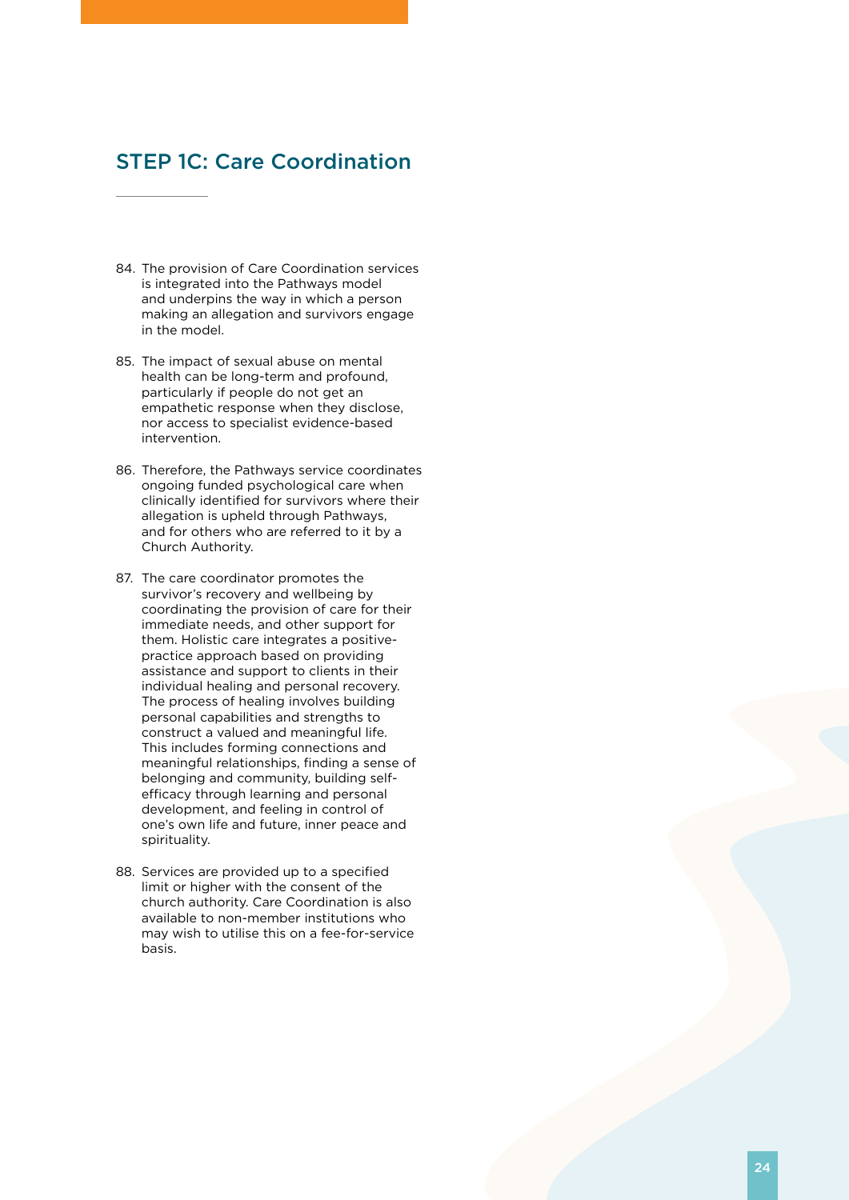## STEP 1C: Care Coordination

84. The provision of Care Coordination services is integrated into the Pathways model and underpins the way in which a person making an allegation and survivors engage in the model.

85. The impact of sexual abuse on mental health can be long-term and profound, particularly if people do not get an empathetic response when they disclose, nor access to specialist evidence-based intervention.

86. Therefore, the Pathways service coordinates ongoing funded psychological care when clinically identified for survivors where their allegation is upheld through Pathways, and for others who are referred to it by a Church Authority.

87. The care coordinator promotes the survivor's recovery and wellbeing by coordinating the provision of care for their immediate needs, and other support for them. Holistic care integrates a positive-practice approach based on providing assistance and support to clients in their individual healing and personal recovery. The process of healing involves building personal capabilities and strengths to construct a valued and meaningful life. This includes forming connections and meaningful relationships, finding a sense of belonging and community, building self-efficacy through learning and personal development, and feeling in control of one's own life and future, inner peace and spirituality.

88. Services are provided up to a specified limit or higher with the consent of the church authority. Care Coordination is also available to non-member institutions who may wish to utilise this on a fee-for-service basis.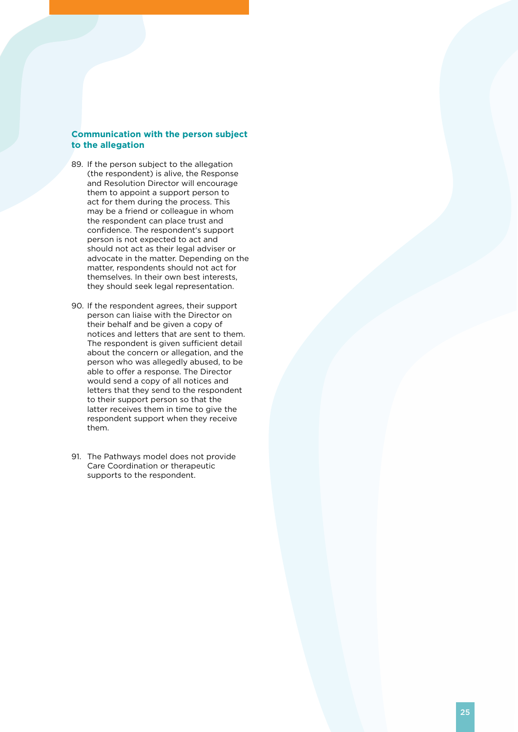## Communication with the person subject to the allegation

89. If the person subject to the allegation (the respondent) is alive, the Response and Resolution Director will encourage them to appoint a support person to act for them during the process. This may be a friend or colleague in whom the respondent can place trust and confidence. The respondent's support person is not expected to act and should not act as their legal adviser or advocate in the matter. Depending on the matter, respondents should not act for themselves. In their own best interests, they should seek legal representation.

90. If the respondent agrees, their support person can liaise with the Director on their behalf and be given a copy of notices and letters that are sent to them. The respondent is given sufficient detail about the concern or allegation, and the person who was allegedly abused, to be able to offer a response. The Director would send a copy of all notices and letters that they send to the respondent to their support person so that the latter receives them in time to give the respondent support when they receive them.

91. The Pathways model does not provide Care Coordination or therapeutic supports to the respondent.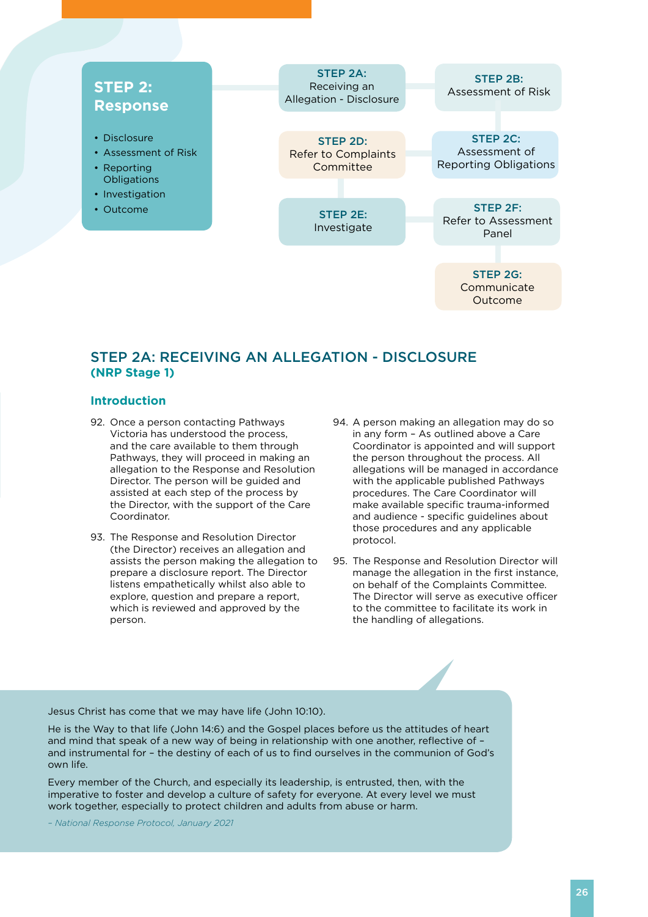## STEP 2: Response

- Disclosure
- Assessment of Risk
- Reporting Obligations
- Investigation
- Outcome

**STEP 2A:** Receiving an Allegation - Disclosure

**STEP 2B:** Assessment of Risk

**STEP 2C:** Assessment of Reporting Obligations

**STEP 2D:** Refer to Complaints Committee

**STEP 2E:** Investigate

**STEP 2F:** Refer to Assessment Panel

**STEP 2G:** Communicate Outcome

## STEP 2A: RECEIVING AN ALLEGATION - DISCLOSURE

**(NRP Stage 1)**

### Introduction

92. Once a person contacting Pathways Victoria has understood the process, and the care available to them through Pathways, they will proceed in making an allegation to the Response and Resolution Director. The person will be guided and assisted at each step of the process by the Director, with the support of the Care Coordinator.

93. The Response and Resolution Director (the Director) receives an allegation and assists the person making the allegation to prepare a disclosure report. The Director listens empathetically whilst also able to explore, question and prepare a report, which is reviewed and approved by the person.

94. A person making an allegation may do so in any form – As outlined above a Care Coordinator is appointed and will support the person throughout the process. All allegations will be managed in accordance with the applicable published Pathways procedures. The Care Coordinator will make available specific trauma-informed and audience - specific guidelines about those procedures and any applicable protocol.

95. The Response and Resolution Director will manage the allegation in the first instance, on behalf of the Complaints Committee. The Director will serve as executive officer to the committee to facilitate its work in the handling of allegations.

Jesus Christ has come that we may have life (John 10:10).

He is the Way to that life (John 14:6) and the Gospel places before us the attitudes of heart and mind that speak of a new way of being in relationship with one another, reflective of – and instrumental for – the destiny of each of us to find ourselves in the communion of God's own life.

Every member of the Church, and especially its leadership, is entrusted, then, with the imperative to foster and develop a culture of safety for everyone. At every level we must work together, especially to protect children and adults from abuse or harm.

*– National Response Protocol, January 2021*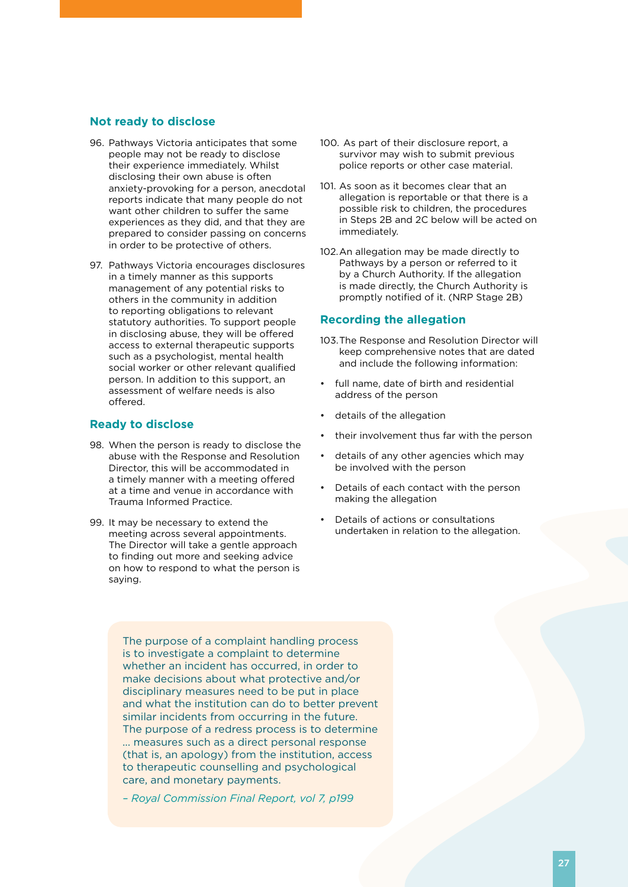## Not ready to disclose

96. Pathways Victoria anticipates that some people may not be ready to disclose their experience immediately. Whilst disclosing their own abuse is often anxiety-provoking for a person, anecdotal reports indicate that many people do not want other children to suffer the same experiences as they did, and that they are prepared to consider passing on concerns in order to be protective of others.

97. Pathways Victoria encourages disclosures in a timely manner as this supports management of any potential risks to others in the community in addition to reporting obligations to relevant statutory authorities. To support people in disclosing abuse, they will be offered access to external therapeutic supports such as a psychologist, mental health social worker or other relevant qualified person. In addition to this support, an assessment of welfare needs is also offered.

## Ready to disclose

98. When the person is ready to disclose the abuse with the Response and Resolution Director, this will be accommodated in a timely manner with a meeting offered at a time and venue in accordance with Trauma Informed Practice.

99. It may be necessary to extend the meeting across several appointments. The Director will take a gentle approach to finding out more and seeking advice on how to respond to what the person is saying.

100. As part of their disclosure report, a survivor may wish to submit previous police reports or other case material.

101. As soon as it becomes clear that an allegation is reportable or that there is a possible risk to children, the procedures in Steps 2B and 2C below will be acted on immediately.

102. An allegation may be made directly to Pathways by a person or referred to it by a Church Authority. If the allegation is made directly, the Church Authority is promptly notified of it. (NRP Stage 2B)

## Recording the allegation

103. The Response and Resolution Director will keep comprehensive notes that are dated and include the following information:

- full name, date of birth and residential address of the person
- details of the allegation
- their involvement thus far with the person
- details of any other agencies which may be involved with the person
- Details of each contact with the person making the allegation
- Details of actions or consultations undertaken in relation to the allegation.

> The purpose of a complaint handling process is to investigate a complaint to determine whether an incident has occurred, in order to make decisions about what protective and/or disciplinary measures need to be put in place and what the institution can do to better prevent similar incidents from occurring in the future. The purpose of a redress process is to determine … measures such as a direct personal response (that is, an apology) from the institution, access to therapeutic counselling and psychological care, and monetary payments.
>
> *– Royal Commission Final Report, vol 7, p199*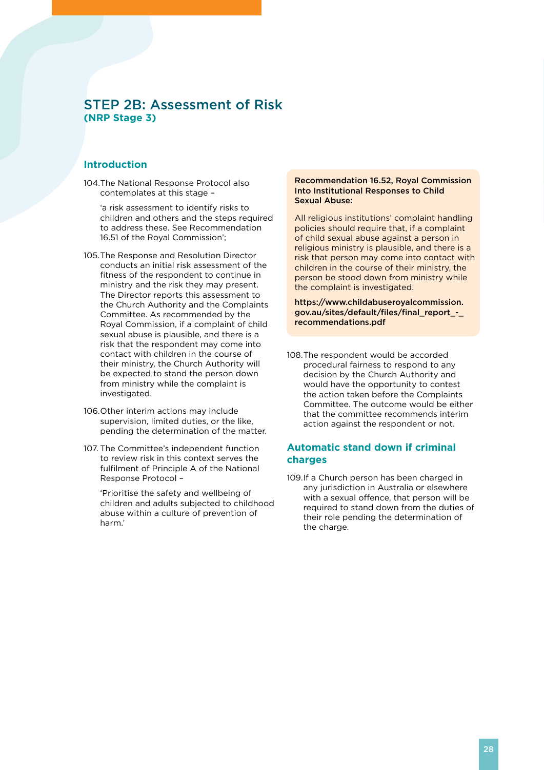# STEP 2B: Assessment of Risk
**(NRP Stage 3)**

## Introduction

104. The National Response Protocol also contemplates at this stage –

 'a risk assessment to identify risks to children and others and the steps required to address these. See Recommendation 16.51 of the Royal Commission';

105. The Response and Resolution Director conducts an initial risk assessment of the fitness of the respondent to continue in ministry and the risk they may present. The Director reports this assessment to the Church Authority and the Complaints Committee. As recommended by the Royal Commission, if a complaint of child sexual abuse is plausible, and there is a risk that the respondent may come into contact with children in the course of their ministry, the Church Authority will be expected to stand the person down from ministry while the complaint is investigated.

106. Other interim actions may include supervision, limited duties, or the like, pending the determination of the matter.

107. The Committee's independent function to review risk in this context serves the fulfilment of Principle A of the National Response Protocol –

 'Prioritise the safety and wellbeing of children and adults subjected to childhood abuse within a culture of prevention of harm.'

**Recommendation 16.52, Royal Commission Into Institutional Responses to Child Sexual Abuse:**

All religious institutions' complaint handling policies should require that, if a complaint of child sexual abuse against a person in religious ministry is plausible, and there is a risk that person may come into contact with children in the course of their ministry, the person be stood down from ministry while the complaint is investigated.

**https://www.childabuseroyalcommission.gov.au/sites/default/files/final_report_-_recommendations.pdf**

108. The respondent would be accorded procedural fairness to respond to any decision by the Church Authority and would have the opportunity to contest the action taken before the Complaints Committee. The outcome would be either that the committee recommends interim action against the respondent or not.

## Automatic stand down if criminal charges

109. If a Church person has been charged in any jurisdiction in Australia or elsewhere with a sexual offence, that person will be required to stand down from the duties of their role pending the determination of the charge.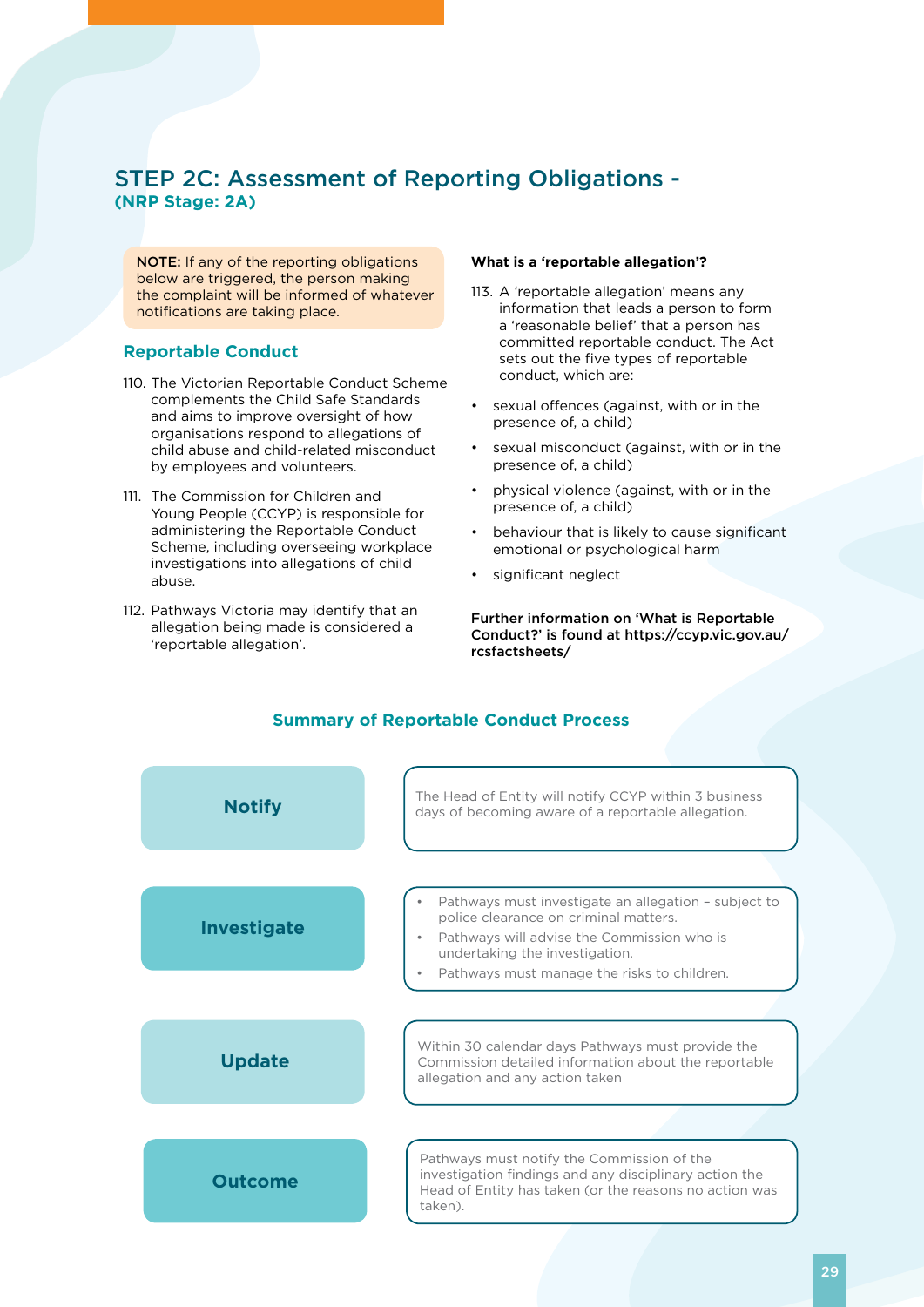## STEP 2C: Assessment of Reporting Obligations - (NRP Stage: 2A)

**NOTE:** If any of the reporting obligations below are triggered, the person making the complaint will be informed of whatever notifications are taking place.

### Reportable Conduct

110. The Victorian Reportable Conduct Scheme complements the Child Safe Standards and aims to improve oversight of how organisations respond to allegations of child abuse and child-related misconduct by employees and volunteers.

111. The Commission for Children and Young People (CCYP) is responsible for administering the Reportable Conduct Scheme, including overseeing workplace investigations into allegations of child abuse.

112. Pathways Victoria may identify that an allegation being made is considered a 'reportable allegation'.

**What is a 'reportable allegation'?**

113. A 'reportable allegation' means any information that leads a person to form a 'reasonable belief' that a person has committed reportable conduct. The Act sets out the five types of reportable conduct, which are:

- sexual offences (against, with or in the presence of, a child)
- sexual misconduct (against, with or in the presence of, a child)
- physical violence (against, with or in the presence of, a child)
- behaviour that is likely to cause significant emotional or psychological harm
- significant neglect

**Further information on 'What is Reportable Conduct?' is found at https://ccyp.vic.gov.au/rcsfactsheets/**

### Summary of Reportable Conduct Process

| Step | Description |
|---|---|
| **Notify** | The Head of Entity will notify CCYP within 3 business days of becoming aware of a reportable allegation. |
| **Investigate** | • Pathways must investigate an allegation – subject to police clearance on criminal matters.<br>• Pathways will advise the Commission who is undertaking the investigation.<br>• Pathways must manage the risks to children. |
| **Update** | Within 30 calendar days Pathways must provide the Commission detailed information about the reportable allegation and any action taken |
| **Outcome** | Pathways must notify the Commission of the investigation findings and any disciplinary action the Head of Entity has taken (or the reasons no action was taken). |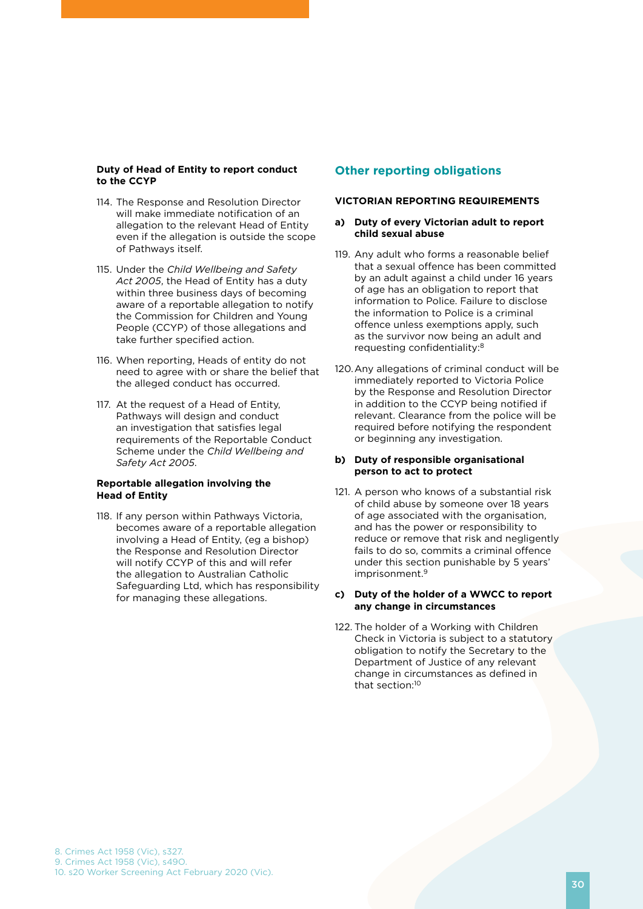#### Duty of Head of Entity to report conduct to the CCYP

114. The Response and Resolution Director will make immediate notification of an allegation to the relevant Head of Entity even if the allegation is outside the scope of Pathways itself.

115. Under the *Child Wellbeing and Safety Act 2005*, the Head of Entity has a duty within three business days of becoming aware of a reportable allegation to notify the Commission for Children and Young People (CCYP) of those allegations and take further specified action.

116. When reporting, Heads of entity do not need to agree with or share the belief that the alleged conduct has occurred.

117. At the request of a Head of Entity, Pathways will design and conduct an investigation that satisfies legal requirements of the Reportable Conduct Scheme under the *Child Wellbeing and Safety Act 2005*.

#### Reportable allegation involving the Head of Entity

118. If any person within Pathways Victoria, becomes aware of a reportable allegation involving a Head of Entity, (eg a bishop) the Response and Resolution Director will notify CCYP of this and will refer the allegation to Australian Catholic Safeguarding Ltd, which has responsibility for managing these allegations.

## Other reporting obligations

### VICTORIAN REPORTING REQUIREMENTS

#### a) Duty of every Victorian adult to report child sexual abuse

119. Any adult who forms a reasonable belief that a sexual offence has been committed by an adult against a child under 16 years of age has an obligation to report that information to Police. Failure to disclose the information to Police is a criminal offence unless exemptions apply, such as the survivor now being an adult and requesting confidentiality:[8]

120. Any allegations of criminal conduct will be immediately reported to Victoria Police by the Response and Resolution Director in addition to the CCYP being notified if relevant. Clearance from the police will be required before notifying the respondent or beginning any investigation.

#### b) Duty of responsible organisational person to act to protect

121. A person who knows of a substantial risk of child abuse by someone over 18 years of age associated with the organisation, and has the power or responsibility to reduce or remove that risk and negligently fails to do so, commits a criminal offence under this section punishable by 5 years' imprisonment.[9]

#### c) Duty of the holder of a WWCC to report any change in circumstances

122. The holder of a Working with Children Check in Victoria is subject to a statutory obligation to notify the Secretary to the Department of Justice of any relevant change in circumstances as defined in that section:[10]

8. Crimes Act 1958 (Vic), s327.
9. Crimes Act 1958 (Vic), s49O.
10. s20 Worker Screening Act February 2020 (Vic).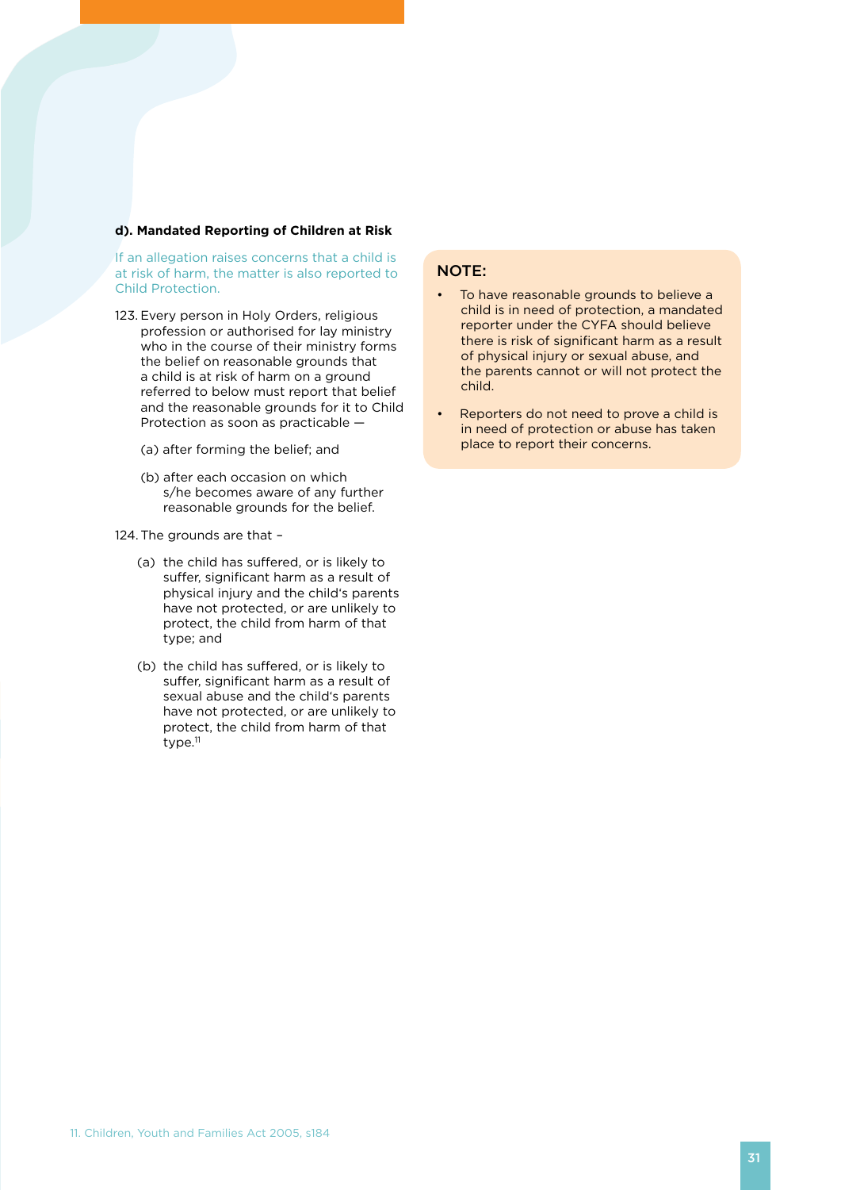#### d). Mandated Reporting of Children at Risk

If an allegation raises concerns that a child is at risk of harm, the matter is also reported to Child Protection.

123. Every person in Holy Orders, religious profession or authorised for lay ministry who in the course of their ministry forms the belief on reasonable grounds that a child is at risk of harm on a ground referred to below must report that belief and the reasonable grounds for it to Child Protection as soon as practicable —

    (a) after forming the belief; and

    (b) after each occasion on which s/he becomes aware of any further reasonable grounds for the belief.

124. The grounds are that –

    (a) the child has suffered, or is likely to suffer, significant harm as a result of physical injury and the child's parents have not protected, or are unlikely to protect, the child from harm of that type; and

    (b) the child has suffered, or is likely to suffer, significant harm as a result of sexual abuse and the child's parents have not protected, or are unlikely to protect, the child from harm of that type.[11]

**NOTE:**

- To have reasonable grounds to believe a child is in need of protection, a mandated reporter under the CYFA should believe there is risk of significant harm as a result of physical injury or sexual abuse, and the parents cannot or will not protect the child.
- Reporters do not need to prove a child is in need of protection or abuse has taken place to report their concerns.

11. Children, Youth and Families Act 2005, s184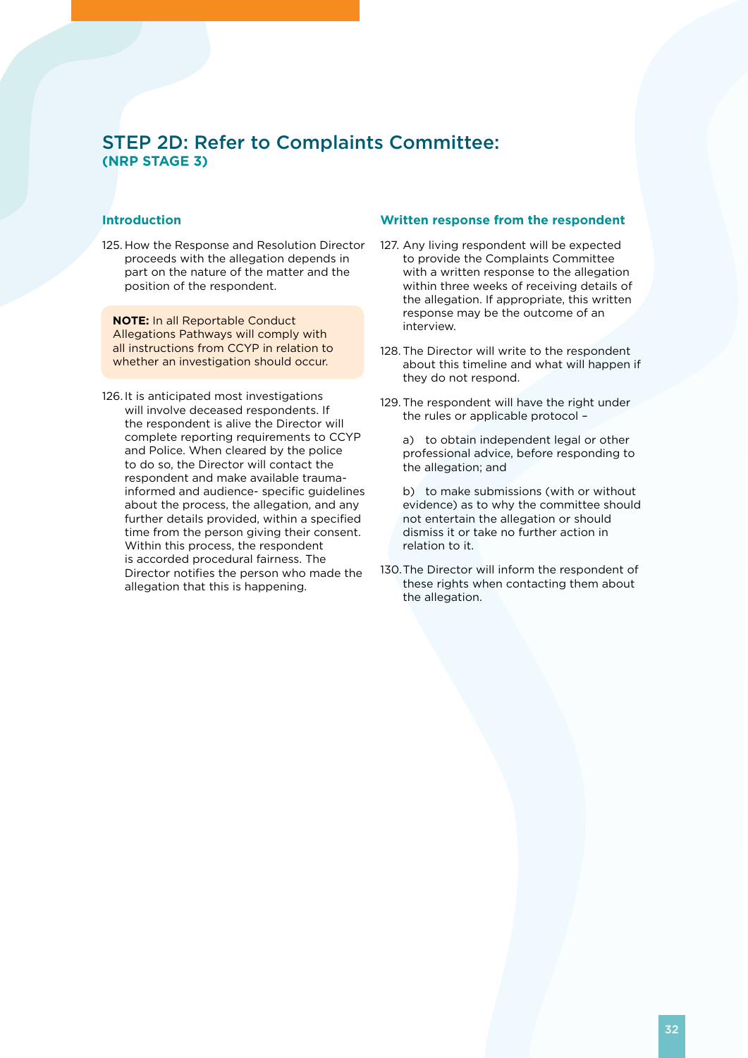## STEP 2D: Refer to Complaints Committee:
### (NRP STAGE 3)

### Introduction

125. How the Response and Resolution Director proceeds with the allegation depends in part on the nature of the matter and the position of the respondent.

**NOTE:** In all Reportable Conduct Allegations Pathways will comply with all instructions from CCYP in relation to whether an investigation should occur.

126. It is anticipated most investigations will involve deceased respondents. If the respondent is alive the Director will complete reporting requirements to CCYP and Police. When cleared by the police to do so, the Director will contact the respondent and make available trauma-informed and audience- specific guidelines about the process, the allegation, and any further details provided, within a specified time from the person giving their consent. Within this process, the respondent is accorded procedural fairness. The Director notifies the person who made the allegation that this is happening.

### Written response from the respondent

127. Any living respondent will be expected to provide the Complaints Committee with a written response to the allegation within three weeks of receiving details of the allegation. If appropriate, this written response may be the outcome of an interview.

128. The Director will write to the respondent about this timeline and what will happen if they do not respond.

129. The respondent will have the right under the rules or applicable protocol –

    a) to obtain independent legal or other professional advice, before responding to the allegation; and

    b) to make submissions (with or without evidence) as to why the committee should not entertain the allegation or should dismiss it or take no further action in relation to it.

130. The Director will inform the respondent of these rights when contacting them about the allegation.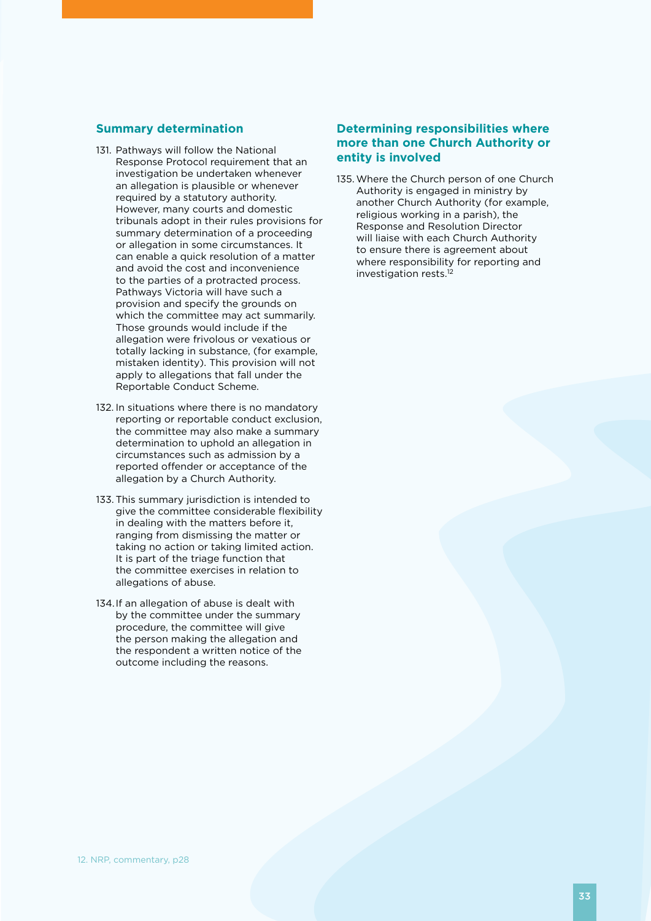## Summary determination

131. Pathways will follow the National Response Protocol requirement that an investigation be undertaken whenever an allegation is plausible or whenever required by a statutory authority. However, many courts and domestic tribunals adopt in their rules provisions for summary determination of a proceeding or allegation in some circumstances. It can enable a quick resolution of a matter and avoid the cost and inconvenience to the parties of a protracted process. Pathways Victoria will have such a provision and specify the grounds on which the committee may act summarily. Those grounds would include if the allegation were frivolous or vexatious or totally lacking in substance, (for example, mistaken identity). This provision will not apply to allegations that fall under the Reportable Conduct Scheme.

132. In situations where there is no mandatory reporting or reportable conduct exclusion, the committee may also make a summary determination to uphold an allegation in circumstances such as admission by a reported offender or acceptance of the allegation by a Church Authority.

133. This summary jurisdiction is intended to give the committee considerable flexibility in dealing with the matters before it, ranging from dismissing the matter or taking no action or taking limited action. It is part of the triage function that the committee exercises in relation to allegations of abuse.

134. If an allegation of abuse is dealt with by the committee under the summary procedure, the committee will give the person making the allegation and the respondent a written notice of the outcome including the reasons.

## Determining responsibilities where more than one Church Authority or entity is involved

135. Where the Church person of one Church Authority is engaged in ministry by another Church Authority (for example, religious working in a parish), the Response and Resolution Director will liaise with each Church Authority to ensure there is agreement about where responsibility for reporting and investigation rests.[12]

12. NRP, commentary, p28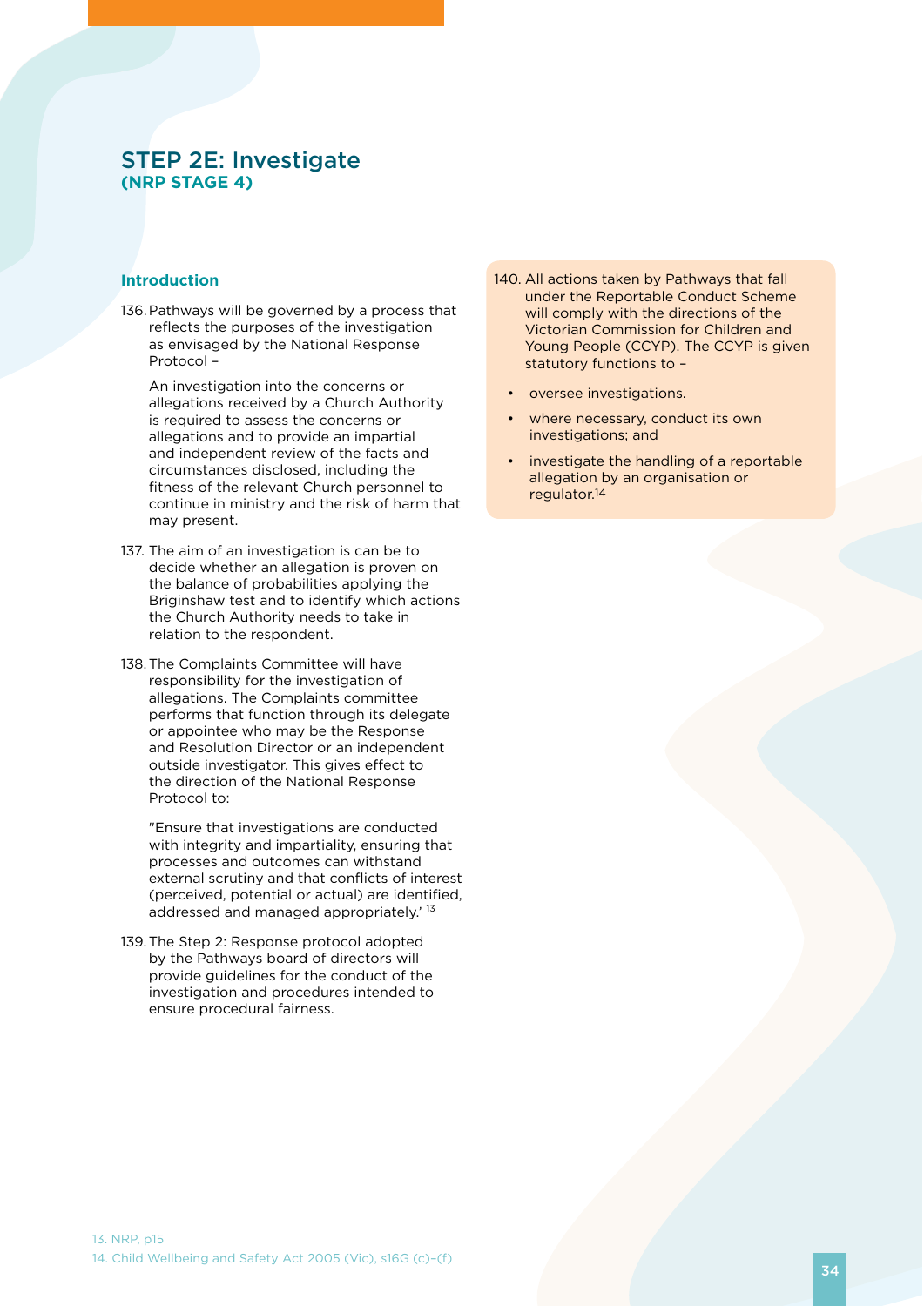## STEP 2E: Investigate
**(NRP STAGE 4)**

### Introduction

136. Pathways will be governed by a process that reflects the purposes of the investigation as envisaged by the National Response Protocol –

   An investigation into the concerns or allegations received by a Church Authority is required to assess the concerns or allegations and to provide an impartial and independent review of the facts and circumstances disclosed, including the fitness of the relevant Church personnel to continue in ministry and the risk of harm that may present.

137. The aim of an investigation is can be to decide whether an allegation is proven on the balance of probabilities applying the Briginshaw test and to identify which actions the Church Authority needs to take in relation to the respondent.

138. The Complaints Committee will have responsibility for the investigation of allegations. The Complaints committee performs that function through its delegate or appointee who may be the Response and Resolution Director or an independent outside investigator. This gives effect to the direction of the National Response Protocol to:

   "Ensure that investigations are conducted with integrity and impartiality, ensuring that processes and outcomes can withstand external scrutiny and that conflicts of interest (perceived, potential or actual) are identified, addressed and managed appropriately.' [13]

139. The Step 2: Response protocol adopted by the Pathways board of directors will provide guidelines for the conduct of the investigation and procedures intended to ensure procedural fairness.

140. All actions taken by Pathways that fall under the Reportable Conduct Scheme will comply with the directions of the Victorian Commission for Children and Young People (CCYP). The CCYP is given statutory functions to –

- oversee investigations.
- where necessary, conduct its own investigations; and
- investigate the handling of a reportable allegation by an organisation or regulator.[14]

13. NRP, p15
14. Child Wellbeing and Safety Act 2005 (Vic), s16G (c)–(f)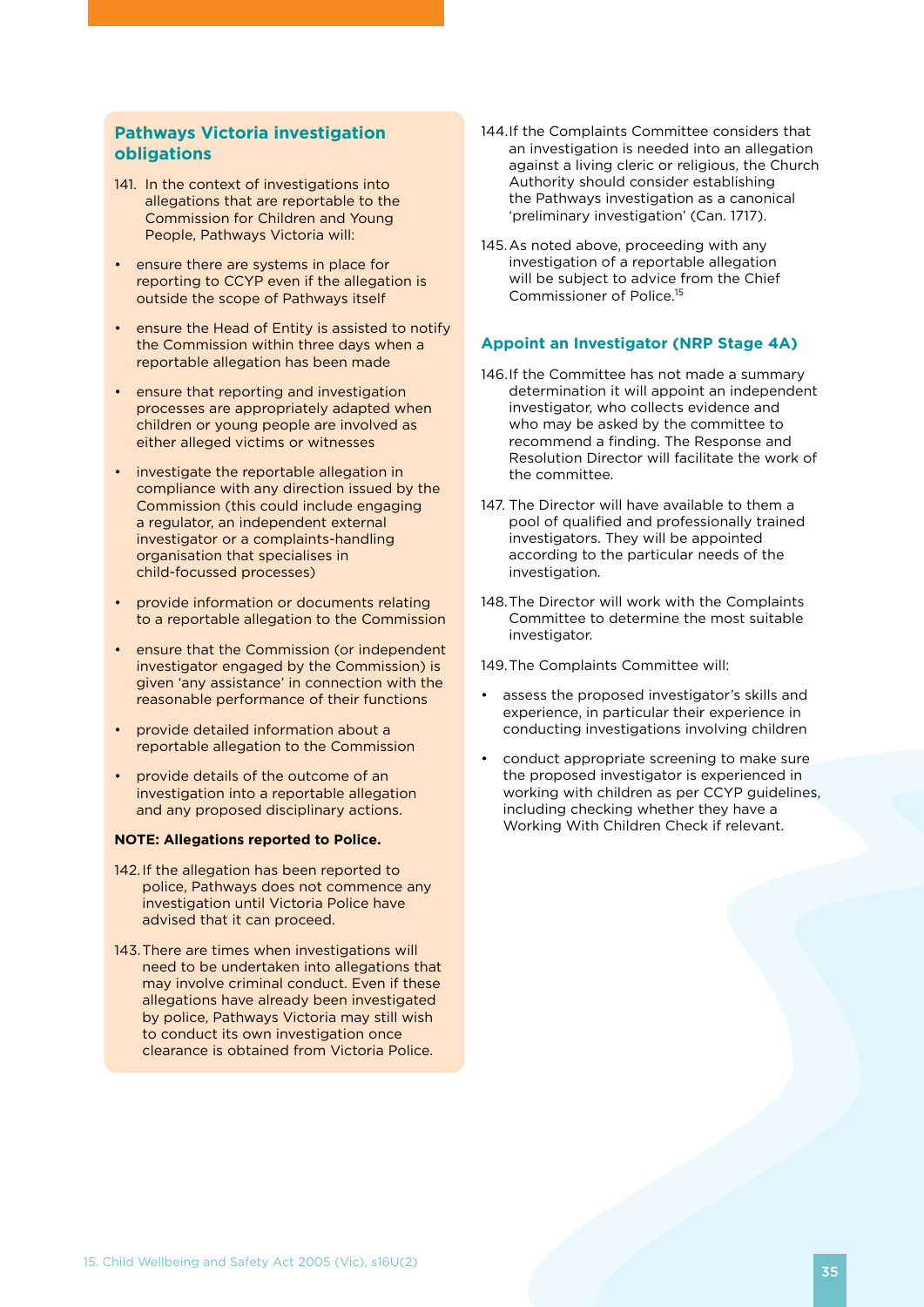## Pathways Victoria investigation obligations

141. In the context of investigations into allegations that are reportable to the Commission for Children and Young People, Pathways Victoria will:

- ensure there are systems in place for reporting to CCYP even if the allegation is outside the scope of Pathways itself
- ensure the Head of Entity is assisted to notify the Commission within three days when a reportable allegation has been made
- ensure that reporting and investigation processes are appropriately adapted when children or young people are involved as either alleged victims or witnesses
- investigate the reportable allegation in compliance with any direction issued by the Commission (this could include engaging a regulator, an independent external investigator or a complaints-handling organisation that specialises in child-focussed processes)
- provide information or documents relating to a reportable allegation to the Commission
- ensure that the Commission (or independent investigator engaged by the Commission) is given 'any assistance' in connection with the reasonable performance of their functions
- provide detailed information about a reportable allegation to the Commission
- provide details of the outcome of an investigation into a reportable allegation and any proposed disciplinary actions.

**NOTE: Allegations reported to Police.**

142. If the allegation has been reported to police, Pathways does not commence any investigation until Victoria Police have advised that it can proceed.

143. There are times when investigations will need to be undertaken into allegations that may involve criminal conduct. Even if these allegations have already been investigated by police, Pathways Victoria may still wish to conduct its own investigation once clearance is obtained from Victoria Police.

144. If the Complaints Committee considers that an investigation is needed into an allegation against a living cleric or religious, the Church Authority should consider establishing the Pathways investigation as a canonical 'preliminary investigation' (Can. 1717).

145. As noted above, proceeding with any investigation of a reportable allegation will be subject to advice from the Chief Commissioner of Police.[15]

### Appoint an Investigator (NRP Stage 4A)

146. If the Committee has not made a summary determination it will appoint an independent investigator, who collects evidence and who may be asked by the committee to recommend a finding. The Response and Resolution Director will facilitate the work of the committee.

147. The Director will have available to them a pool of qualified and professionally trained investigators. They will be appointed according to the particular needs of the investigation.

148. The Director will work with the Complaints Committee to determine the most suitable investigator.

149. The Complaints Committee will:

- assess the proposed investigator's skills and experience, in particular their experience in conducting investigations involving children
- conduct appropriate screening to make sure the proposed investigator is experienced in working with children as per CCYP guidelines, including checking whether they have a Working With Children Check if relevant.

15. Child Wellbeing and Safety Act 2005 (Vic), s16U(2)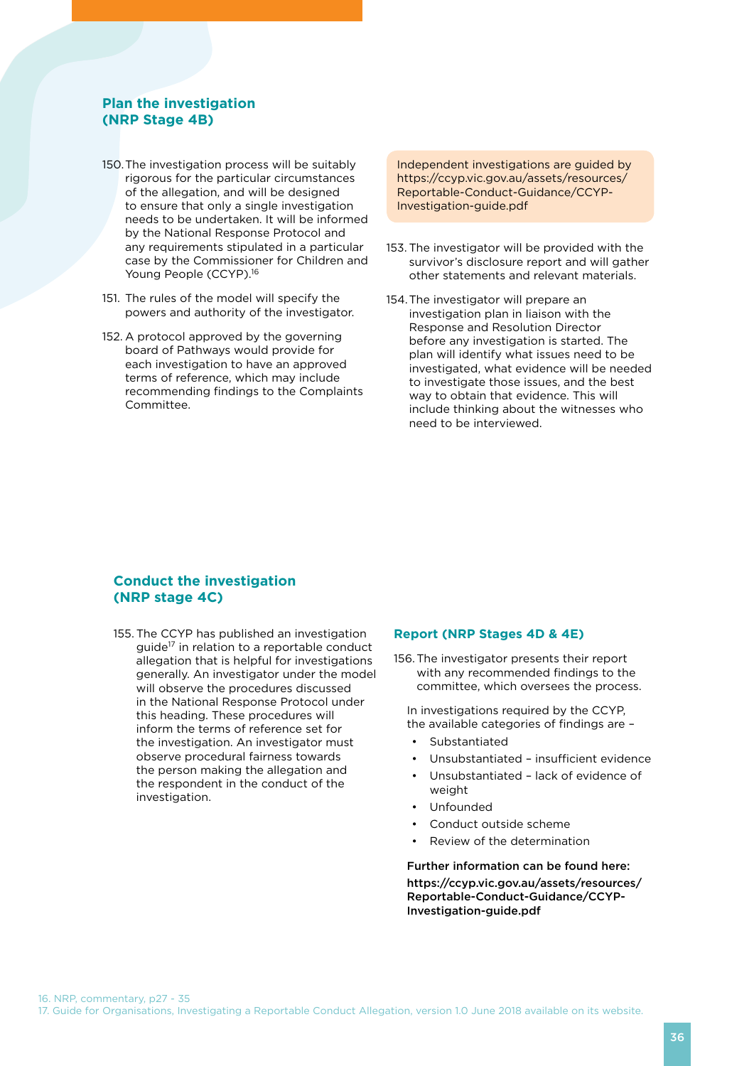## Plan the investigation (NRP Stage 4B)

150. The investigation process will be suitably rigorous for the particular circumstances of the allegation, and will be designed to ensure that only a single investigation needs to be undertaken. It will be informed by the National Response Protocol and any requirements stipulated in a particular case by the Commissioner for Children and Young People (CCYP).[16]

151. The rules of the model will specify the powers and authority of the investigator.

152. A protocol approved by the governing board of Pathways would provide for each investigation to have an approved terms of reference, which may include recommending findings to the Complaints Committee.

Independent investigations are guided by https://ccyp.vic.gov.au/assets/resources/Reportable-Conduct-Guidance/CCYP-Investigation-guide.pdf

153. The investigator will be provided with the survivor's disclosure report and will gather other statements and relevant materials.

154. The investigator will prepare an investigation plan in liaison with the Response and Resolution Director before any investigation is started. The plan will identify what issues need to be investigated, what evidence will be needed to investigate those issues, and the best way to obtain that evidence. This will include thinking about the witnesses who need to be interviewed.

## Conduct the investigation (NRP stage 4C)

155. The CCYP has published an investigation guide[17] in relation to a reportable conduct allegation that is helpful for investigations generally. An investigator under the model will observe the procedures discussed in the National Response Protocol under this heading. These procedures will inform the terms of reference set for the investigation. An investigator must observe procedural fairness towards the person making the allegation and the respondent in the conduct of the investigation.

## Report (NRP Stages 4D & 4E)

156. The investigator presents their report with any recommended findings to the committee, which oversees the process.

In investigations required by the CCYP, the available categories of findings are –

- Substantiated
- Unsubstantiated – insufficient evidence
- Unsubstantiated – lack of evidence of weight
- Unfounded
- Conduct outside scheme
- Review of the determination

**Further information can be found here: https://ccyp.vic.gov.au/assets/resources/Reportable-Conduct-Guidance/CCYP-Investigation-guide.pdf**

16. NRP, commentary, p27 - 35
17. Guide for Organisations, Investigating a Reportable Conduct Allegation, version 1.0 June 2018 available on its website.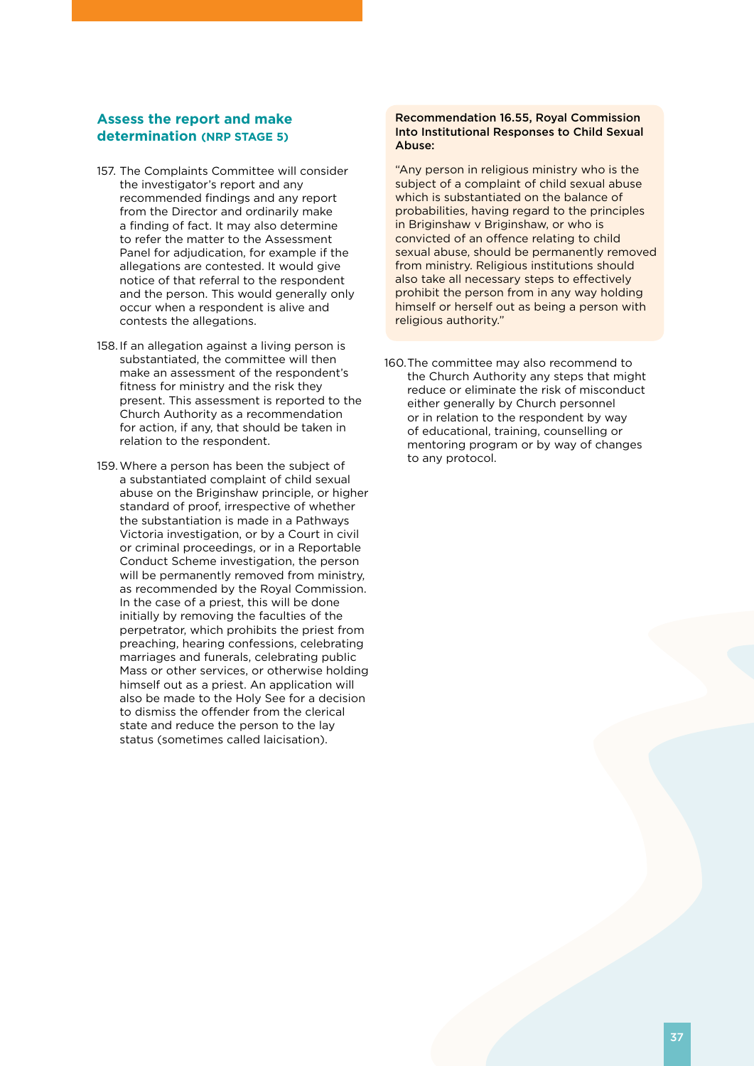## Assess the report and make determination (NRP STAGE 5)

157. The Complaints Committee will consider the investigator's report and any recommended findings and any report from the Director and ordinarily make a finding of fact. It may also determine to refer the matter to the Assessment Panel for adjudication, for example if the allegations are contested. It would give notice of that referral to the respondent and the person. This would generally only occur when a respondent is alive and contests the allegations.

158. If an allegation against a living person is substantiated, the committee will then make an assessment of the respondent's fitness for ministry and the risk they present. This assessment is reported to the Church Authority as a recommendation for action, if any, that should be taken in relation to the respondent.

159. Where a person has been the subject of a substantiated complaint of child sexual abuse on the Briginshaw principle, or higher standard of proof, irrespective of whether the substantiation is made in a Pathways Victoria investigation, or by a Court in civil or criminal proceedings, or in a Reportable Conduct Scheme investigation, the person will be permanently removed from ministry, as recommended by the Royal Commission. In the case of a priest, this will be done initially by removing the faculties of the perpetrator, which prohibits the priest from preaching, hearing confessions, celebrating marriages and funerals, celebrating public Mass or other services, or otherwise holding himself out as a priest. An application will also be made to the Holy See for a decision to dismiss the offender from the clerical state and reduce the person to the lay status (sometimes called laicisation).

**Recommendation 16.55, Royal Commission Into Institutional Responses to Child Sexual Abuse:**

"Any person in religious ministry who is the subject of a complaint of child sexual abuse which is substantiated on the balance of probabilities, having regard to the principles in Briginshaw v Briginshaw, or who is convicted of an offence relating to child sexual abuse, should be permanently removed from ministry. Religious institutions should also take all necessary steps to effectively prohibit the person from in any way holding himself or herself out as being a person with religious authority."

160. The committee may also recommend to the Church Authority any steps that might reduce or eliminate the risk of misconduct either generally by Church personnel or in relation to the respondent by way of educational, training, counselling or mentoring program or by way of changes to any protocol.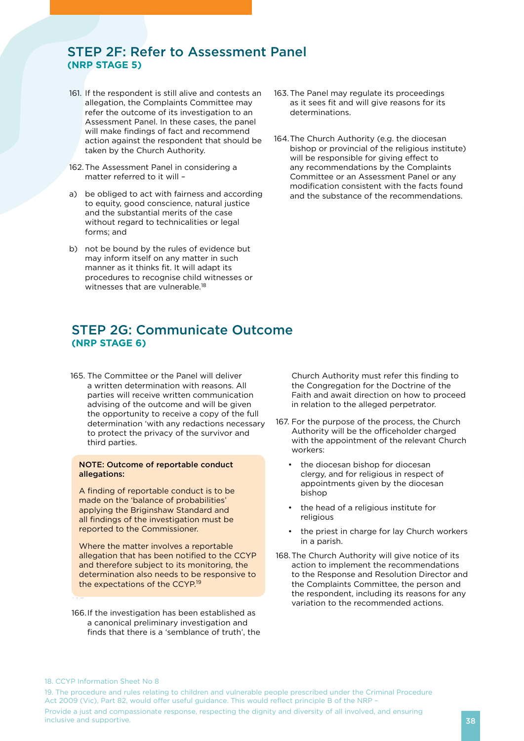## STEP 2F: Refer to Assessment Panel
**(NRP STAGE 5)**

161. If the respondent is still alive and contests an allegation, the Complaints Committee may refer the outcome of its investigation to an Assessment Panel. In these cases, the panel will make findings of fact and recommend action against the respondent that should be taken by the Church Authority.

162. The Assessment Panel in considering a matter referred to it will –

a) be obliged to act with fairness and according to equity, good conscience, natural justice and the substantial merits of the case without regard to technicalities or legal forms; and

b) not be bound by the rules of evidence but may inform itself on any matter in such manner as it thinks fit. It will adapt its procedures to recognise child witnesses or witnesses that are vulnerable.[18]

163. The Panel may regulate its proceedings as it sees fit and will give reasons for its determinations.

164. The Church Authority (e.g. the diocesan bishop or provincial of the religious institute) will be responsible for giving effect to any recommendations by the Complaints Committee or an Assessment Panel or any modification consistent with the facts found and the substance of the recommendations.

## STEP 2G: Communicate Outcome
**(NRP STAGE 6)**

165. The Committee or the Panel will deliver a written determination with reasons. All parties will receive written communication advising of the outcome and will be given the opportunity to receive a copy of the full determination 'with any redactions necessary to protect the privacy of the survivor and third parties.

> **NOTE: Outcome of reportable conduct allegations:**
>
> A finding of reportable conduct is to be made on the 'balance of probabilities' applying the Briginshaw Standard and all findings of the investigation must be reported to the Commissioner.
>
> Where the matter involves a reportable allegation that has been notified to the CCYP and therefore subject to its monitoring, the determination also needs to be responsive to the expectations of the CCYP.[19]

166. If the investigation has been established as a canonical preliminary investigation and finds that there is a 'semblance of truth', the Church Authority must refer this finding to the Congregation for the Doctrine of the Faith and await direction on how to proceed in relation to the alleged perpetrator.

167. For the purpose of the process, the Church Authority will be the officeholder charged with the appointment of the relevant Church workers:

- the diocesan bishop for diocesan clergy, and for religious in respect of appointments given by the diocesan bishop
- the head of a religious institute for religious
- the priest in charge for lay Church workers in a parish.

168. The Church Authority will give notice of its action to implement the recommendations to the Response and Resolution Director and the Complaints Committee, the person and the respondent, including its reasons for any variation to the recommended actions.

18. CCYP Information Sheet No 8

19. The procedure and rules relating to children and vulnerable people prescribed under the Criminal Procedure Act 2009 (Vic), Part 82, would offer useful guidance. This would reflect principle B of the NRP – Provide a just and compassionate response, respecting the dignity and diversity of all involved, and ensuring inclusive and supportive.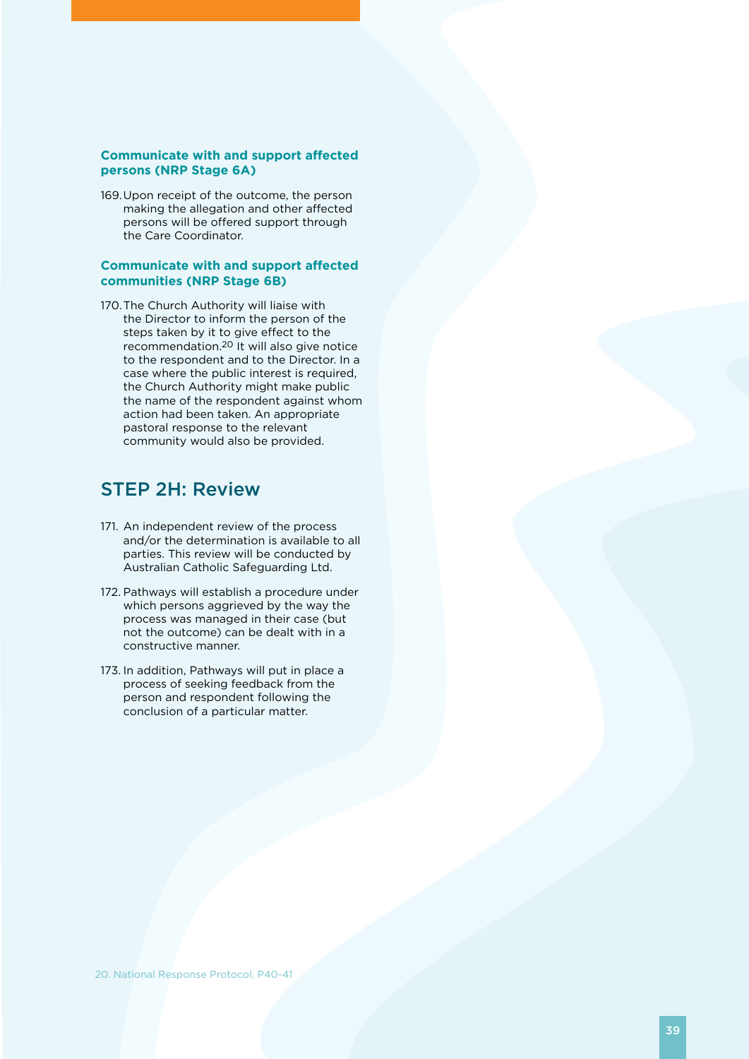### Communicate with and support affected persons (NRP Stage 6A)

169. Upon receipt of the outcome, the person making the allegation and other affected persons will be offered support through the Care Coordinator.

### Communicate with and support affected communities (NRP Stage 6B)

170. The Church Authority will liaise with the Director to inform the person of the steps taken by it to give effect to the recommendation.[20] It will also give notice to the respondent and to the Director. In a case where the public interest is required, the Church Authority might make public the name of the respondent against whom action had been taken. An appropriate pastoral response to the relevant community would also be provided.

## STEP 2H: Review

171. An independent review of the process and/or the determination is available to all parties. This review will be conducted by Australian Catholic Safeguarding Ltd.

172. Pathways will establish a procedure under which persons aggrieved by the way the process was managed in their case (but not the outcome) can be dealt with in a constructive manner.

173. In addition, Pathways will put in place a process of seeking feedback from the person and respondent following the conclusion of a particular matter.

20. National Response Protocol, P40-41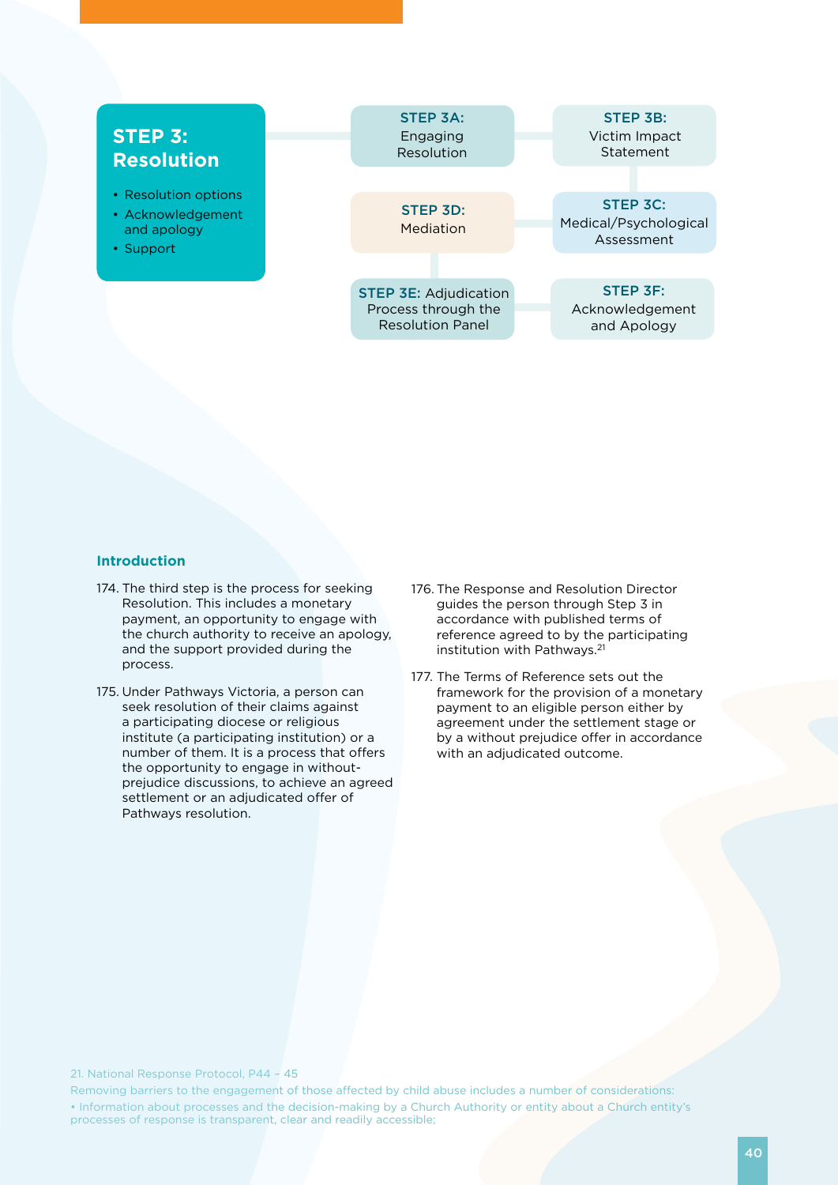## STEP 3: Resolution

- Resolution options
- Acknowledgement and apology
- Support

STEP 3A: Engaging Resolution

STEP 3B: Victim Impact Statement

STEP 3C: Medical/Psychological Assessment

STEP 3D: Mediation

STEP 3E: Adjudication Process through the Resolution Panel

STEP 3F: Acknowledgement and Apology

### Introduction

174. The third step is the process for seeking Resolution. This includes a monetary payment, an opportunity to engage with the church authority to receive an apology, and the support provided during the process.

175. Under Pathways Victoria, a person can seek resolution of their claims against a participating diocese or religious institute (a participating institution) or a number of them. It is a process that offers the opportunity to engage in without-prejudice discussions, to achieve an agreed settlement or an adjudicated offer of Pathways resolution.

176. The Response and Resolution Director guides the person through Step 3 in accordance with published terms of reference agreed to by the participating institution with Pathways.[21]

177. The Terms of Reference sets out the framework for the provision of a monetary payment to an eligible person either by agreement under the settlement stage or by a without prejudice offer in accordance with an adjudicated outcome.

21. National Response Protocol, P44 – 45
Removing barriers to the engagement of those affected by child abuse includes a number of considerations:
• Information about processes and the decision-making by a Church Authority or entity about a Church entity's processes of response is transparent, clear and readily accessible;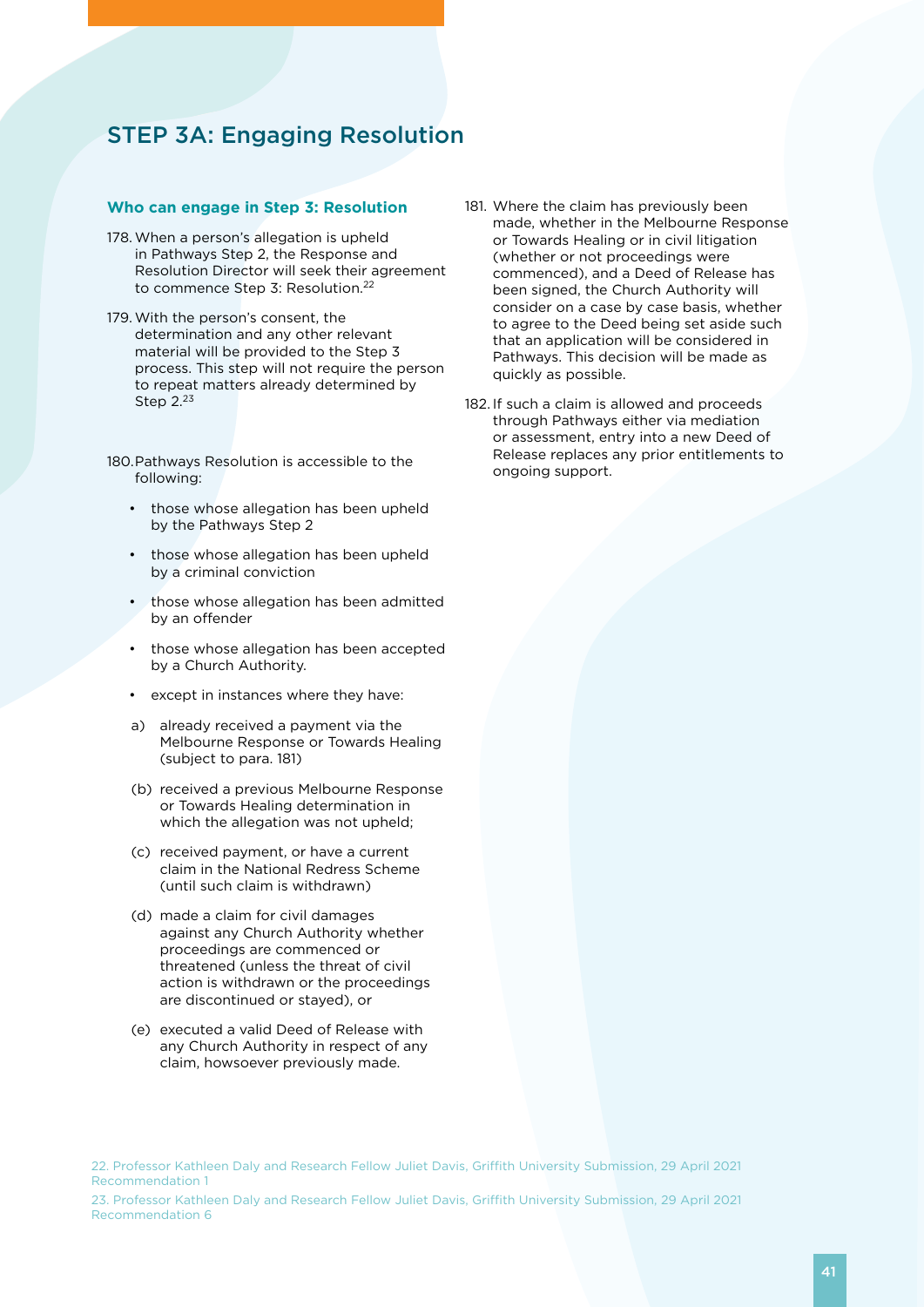# STEP 3A: Engaging Resolution

### Who can engage in Step 3: Resolution

178. When a person's allegation is upheld in Pathways Step 2, the Response and Resolution Director will seek their agreement to commence Step 3: Resolution.[22]

179. With the person's consent, the determination and any other relevant material will be provided to the Step 3 process. This step will not require the person to repeat matters already determined by Step 2.[23]

180. Pathways Resolution is accessible to the following:

- those whose allegation has been upheld by the Pathways Step 2
- those whose allegation has been upheld by a criminal conviction
- those whose allegation has been admitted by an offender
- those whose allegation has been accepted by a Church Authority.
- except in instances where they have:

a) already received a payment via the Melbourne Response or Towards Healing (subject to para. 181)

(b) received a previous Melbourne Response or Towards Healing determination in which the allegation was not upheld;

(c) received payment, or have a current claim in the National Redress Scheme (until such claim is withdrawn)

(d) made a claim for civil damages against any Church Authority whether proceedings are commenced or threatened (unless the threat of civil action is withdrawn or the proceedings are discontinued or stayed), or

(e) executed a valid Deed of Release with any Church Authority in respect of any claim, howsoever previously made.

181. Where the claim has previously been made, whether in the Melbourne Response or Towards Healing or in civil litigation (whether or not proceedings were commenced), and a Deed of Release has been signed, the Church Authority will consider on a case by case basis, whether to agree to the Deed being set aside such that an application will be considered in Pathways. This decision will be made as quickly as possible.

182. If such a claim is allowed and proceeds through Pathways either via mediation or assessment, entry into a new Deed of Release replaces any prior entitlements to ongoing support.

22. Professor Kathleen Daly and Research Fellow Juliet Davis, Griffith University Submission, 29 April 2021 Recommendation 1

23. Professor Kathleen Daly and Research Fellow Juliet Davis, Griffith University Submission, 29 April 2021 Recommendation 6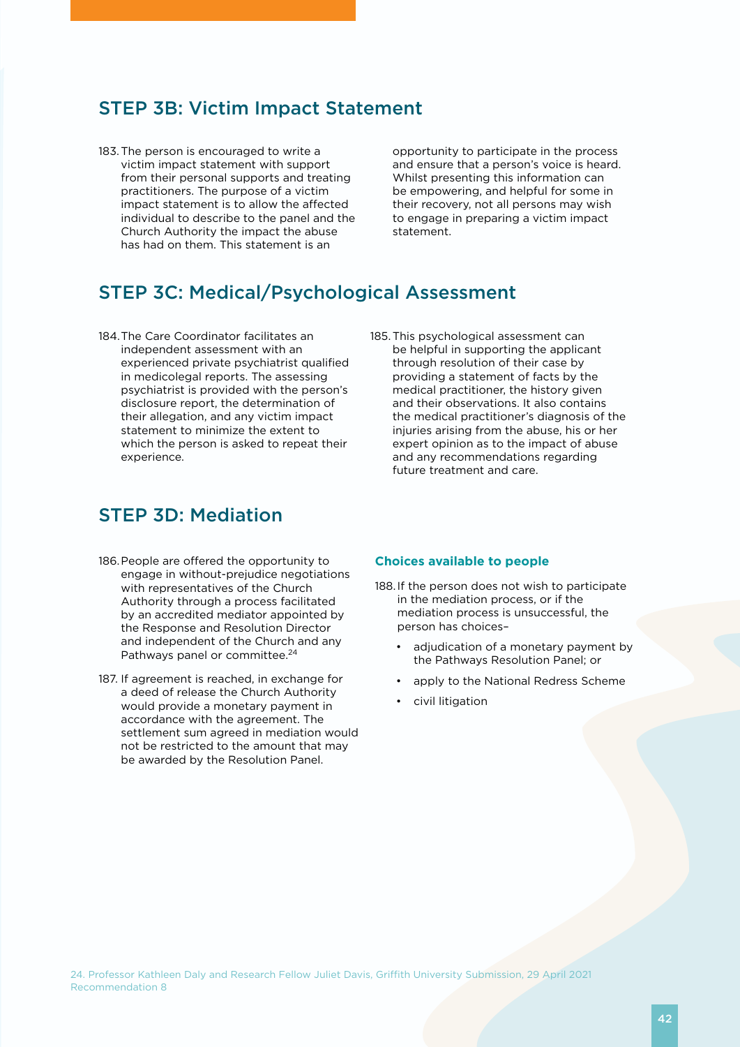## STEP 3B: Victim Impact Statement

183. The person is encouraged to write a victim impact statement with support from their personal supports and treating practitioners. The purpose of a victim impact statement is to allow the affected individual to describe to the panel and the Church Authority the impact the abuse has had on them. This statement is an opportunity to participate in the process and ensure that a person's voice is heard. Whilst presenting this information can be empowering, and helpful for some in their recovery, not all persons may wish to engage in preparing a victim impact statement.

## STEP 3C: Medical/Psychological Assessment

184. The Care Coordinator facilitates an independent assessment with an experienced private psychiatrist qualified in medicolegal reports. The assessing psychiatrist is provided with the person's disclosure report, the determination of their allegation, and any victim impact statement to minimize the extent to which the person is asked to repeat their experience.

185. This psychological assessment can be helpful in supporting the applicant through resolution of their case by providing a statement of facts by the medical practitioner, the history given and their observations. It also contains the medical practitioner's diagnosis of the injuries arising from the abuse, his or her expert opinion as to the impact of abuse and any recommendations regarding future treatment and care.

## STEP 3D: Mediation

186. People are offered the opportunity to engage in without-prejudice negotiations with representatives of the Church Authority through a process facilitated by an accredited mediator appointed by the Response and Resolution Director and independent of the Church and any Pathways panel or committee.[24]

187. If agreement is reached, in exchange for a deed of release the Church Authority would provide a monetary payment in accordance with the agreement. The settlement sum agreed in mediation would not be restricted to the amount that may be awarded by the Resolution Panel.

### Choices available to people

188. If the person does not wish to participate in the mediation process, or if the mediation process is unsuccessful, the person has choices–

- adjudication of a monetary payment by the Pathways Resolution Panel; or
- apply to the National Redress Scheme
- civil litigation

24. Professor Kathleen Daly and Research Fellow Juliet Davis, Griffith University Submission, 29 April 2021 Recommendation 8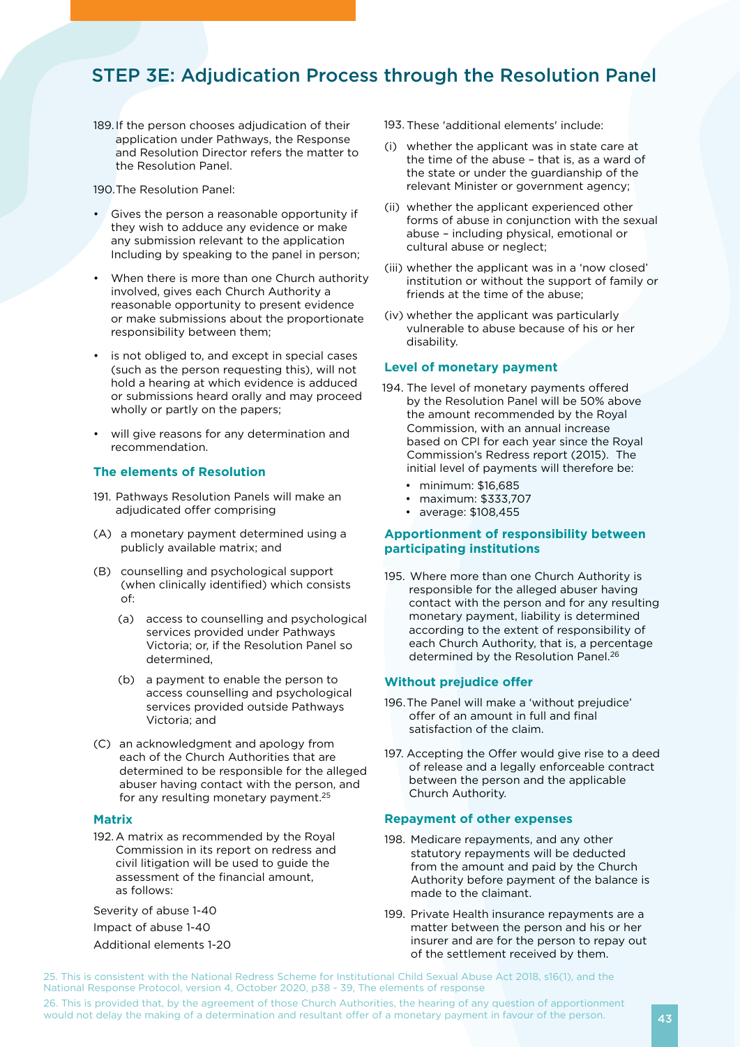## STEP 3E: Adjudication Process through the Resolution Panel

189. If the person chooses adjudication of their application under Pathways, the Response and Resolution Director refers the matter to the Resolution Panel.

190. The Resolution Panel:

- Gives the person a reasonable opportunity if they wish to adduce any evidence or make any submission relevant to the application Including by speaking to the panel in person;
- When there is more than one Church authority involved, gives each Church Authority a reasonable opportunity to present evidence or make submissions about the proportionate responsibility between them;
- is not obliged to, and except in special cases (such as the person requesting this), will not hold a hearing at which evidence is adduced or submissions heard orally and may proceed wholly or partly on the papers;
- will give reasons for any determination and recommendation.

### The elements of Resolution

191. Pathways Resolution Panels will make an adjudicated offer comprising

(A) a monetary payment determined using a publicly available matrix; and

(B) counselling and psychological support (when clinically identified) which consists of:

(a) access to counselling and psychological services provided under Pathways Victoria; or, if the Resolution Panel so determined,

(b) a payment to enable the person to access counselling and psychological services provided outside Pathways Victoria; and

(C) an acknowledgment and apology from each of the Church Authorities that are determined to be responsible for the alleged abuser having contact with the person, and for any resulting monetary payment.[25]

### Matrix

192. A matrix as recommended by the Royal Commission in its report on redress and civil litigation will be used to guide the assessment of the financial amount, as follows:

Severity of abuse 1-40

Impact of abuse 1-40

Additional elements 1-20

193. These 'additional elements' include:

(i) whether the applicant was in state care at the time of the abuse – that is, as a ward of the state or under the guardianship of the relevant Minister or government agency;

(ii) whether the applicant experienced other forms of abuse in conjunction with the sexual abuse – including physical, emotional or cultural abuse or neglect;

(iii) whether the applicant was in a 'now closed' institution or without the support of family or friends at the time of the abuse;

(iv) whether the applicant was particularly vulnerable to abuse because of his or her disability.

### Level of monetary payment

194. The level of monetary payments offered by the Resolution Panel will be 50% above the amount recommended by the Royal Commission, with an annual increase based on CPI for each year since the Royal Commission's Redress report (2015). The initial level of payments will therefore be:

- minimum: $16,685
- maximum: $333,707
- average: $108,455

### Apportionment of responsibility between participating institutions

195. Where more than one Church Authority is responsible for the alleged abuser having contact with the person and for any resulting monetary payment, liability is determined according to the extent of responsibility of each Church Authority, that is, a percentage determined by the Resolution Panel.[26]

### Without prejudice offer

196. The Panel will make a 'without prejudice' offer of an amount in full and final satisfaction of the claim.

197. Accepting the Offer would give rise to a deed of release and a legally enforceable contract between the person and the applicable Church Authority.

### Repayment of other expenses

198. Medicare repayments, and any other statutory repayments will be deducted from the amount and paid by the Church Authority before payment of the balance is made to the claimant.

199. Private Health insurance repayments are a matter between the person and his or her insurer and are for the person to repay out of the settlement received by them.

25. This is consistent with the National Redress Scheme for Institutional Child Sexual Abuse Act 2018, s16(1), and the National Response Protocol, version 4, October 2020, p38 - 39, The elements of response

26. This is provided that, by the agreement of those Church Authorities, the hearing of any question of apportionment would not delay the making of a determination and resultant offer of a monetary payment in favour of the person.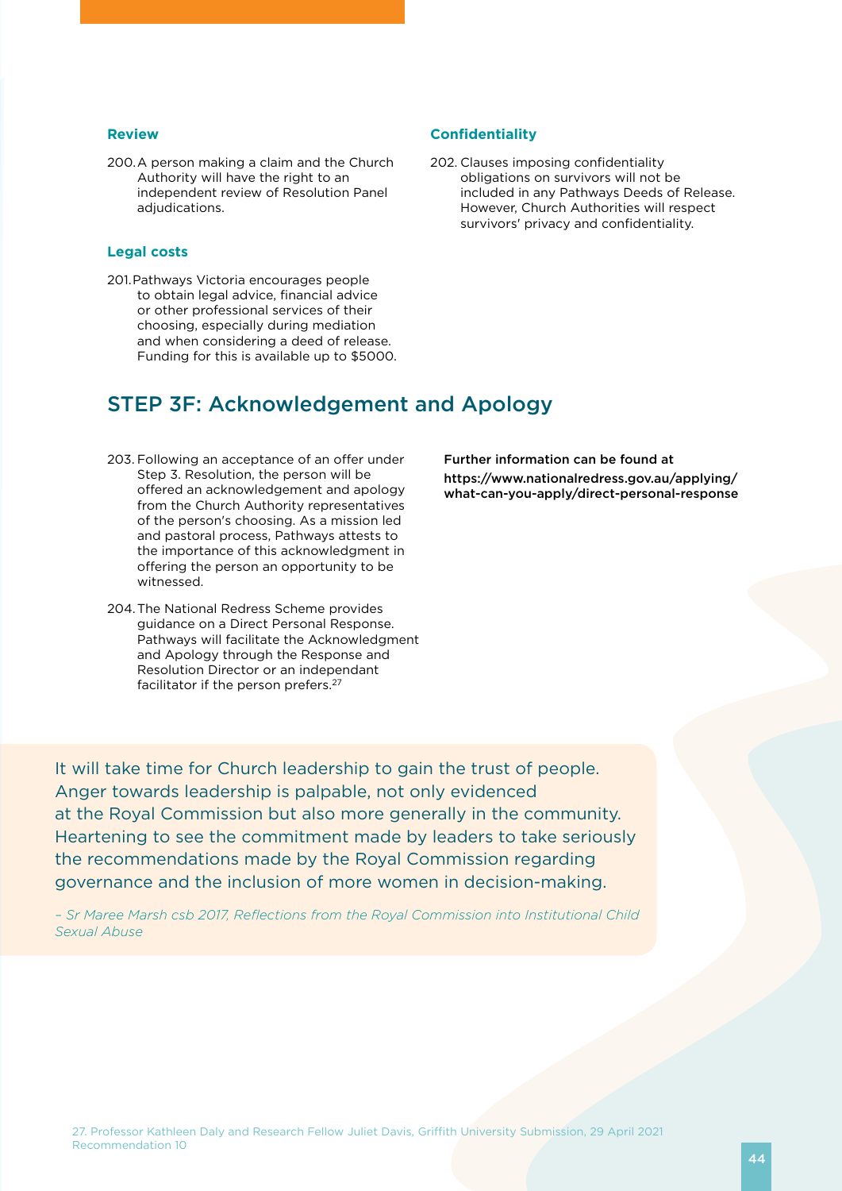### Review

200. A person making a claim and the Church Authority will have the right to an independent review of Resolution Panel adjudications.

### Legal costs

201. Pathways Victoria encourages people to obtain legal advice, financial advice or other professional services of their choosing, especially during mediation and when considering a deed of release. Funding for this is available up to $5000.

### Confidentiality

202. Clauses imposing confidentiality obligations on survivors will not be included in any Pathways Deeds of Release. However, Church Authorities will respect survivors' privacy and confidentiality.

## STEP 3F: Acknowledgement and Apology

203. Following an acceptance of an offer under Step 3. Resolution, the person will be offered an acknowledgement and apology from the Church Authority representatives of the person's choosing. As a mission led and pastoral process, Pathways attests to the importance of this acknowledgment in offering the person an opportunity to be witnessed.

204. The National Redress Scheme provides guidance on a Direct Personal Response. Pathways will facilitate the Acknowledgment and Apology through the Response and Resolution Director or an independant facilitator if the person prefers.[27]

**Further information can be found at https://www.nationalredress.gov.au/applying/what-can-you-apply/direct-personal-response**

> It will take time for Church leadership to gain the trust of people. Anger towards leadership is palpable, not only evidenced at the Royal Commission but also more generally in the community. Heartening to see the commitment made by leaders to take seriously the recommendations made by the Royal Commission regarding governance and the inclusion of more women in decision-making.
>
> *– Sr Maree Marsh csb 2017, Reflections from the Royal Commission into Institutional Child Sexual Abuse*

27. Professor Kathleen Daly and Research Fellow Juliet Davis, Griffith University Submission, 29 April 2021 Recommendation 10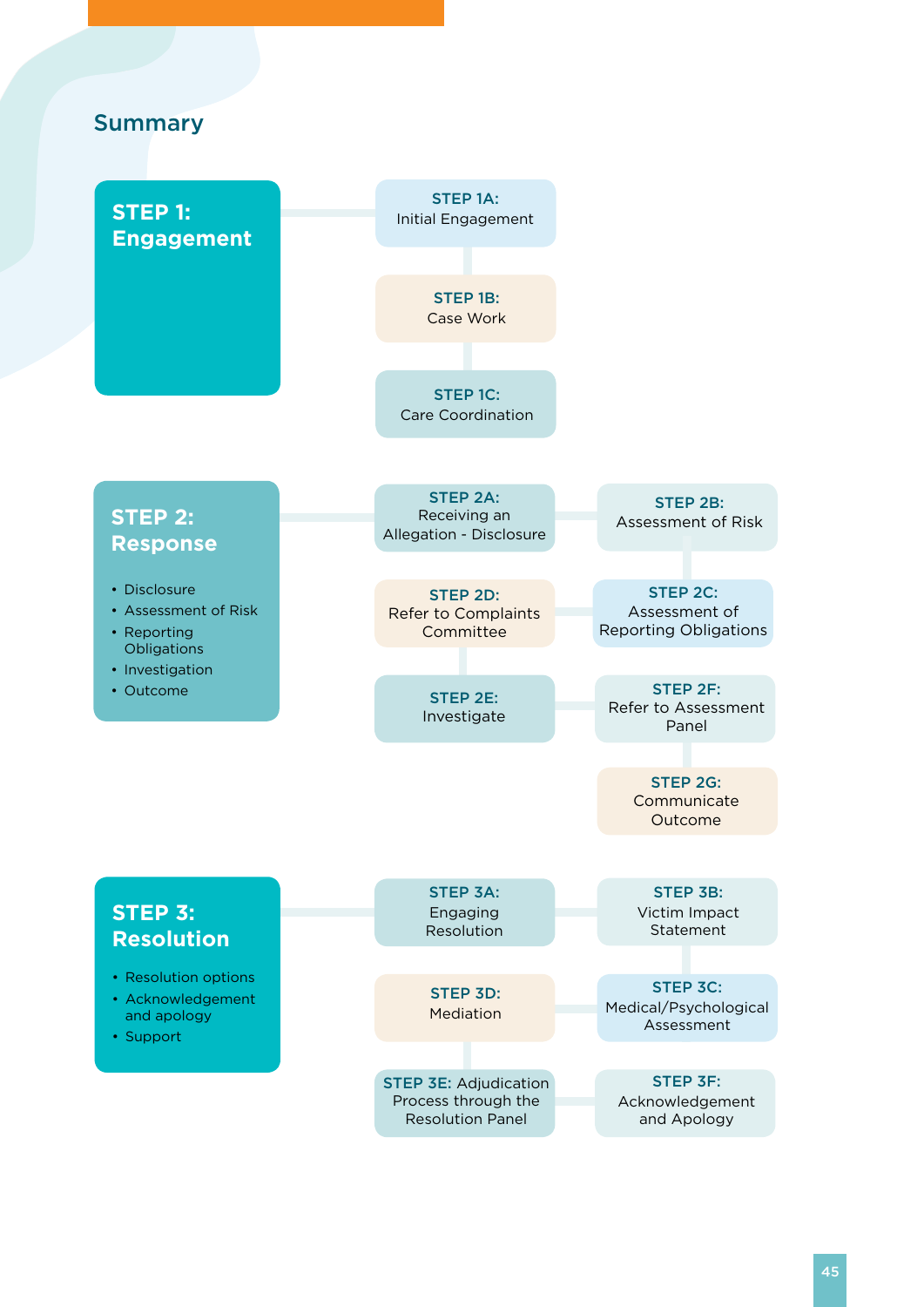## Summary

**STEP 1: Engagement**

- **STEP 1A:** Initial Engagement
- **STEP 1B:** Case Work
- **STEP 1C:** Care Coordination

**STEP 2: Response**

- Disclosure
- Assessment of Risk
- Reporting Obligations
- Investigation
- Outcome

- **STEP 2A:** Receiving an Allegation - Disclosure
- **STEP 2B:** Assessment of Risk
- **STEP 2C:** Assessment of Reporting Obligations
- **STEP 2D:** Refer to Complaints Committee
- **STEP 2E:** Investigate
- **STEP 2F:** Refer to Assessment Panel
- **STEP 2G:** Communicate Outcome

**STEP 3: Resolution**

- Resolution options
- Acknowledgement and apology
- Support

- **STEP 3A:** Engaging Resolution
- **STEP 3B:** Victim Impact Statement
- **STEP 3C:** Medical/Psychological Assessment
- **STEP 3D:** Mediation
- **STEP 3E:** Adjudication Process through the Resolution Panel
- **STEP 3F:** Acknowledgement and Apology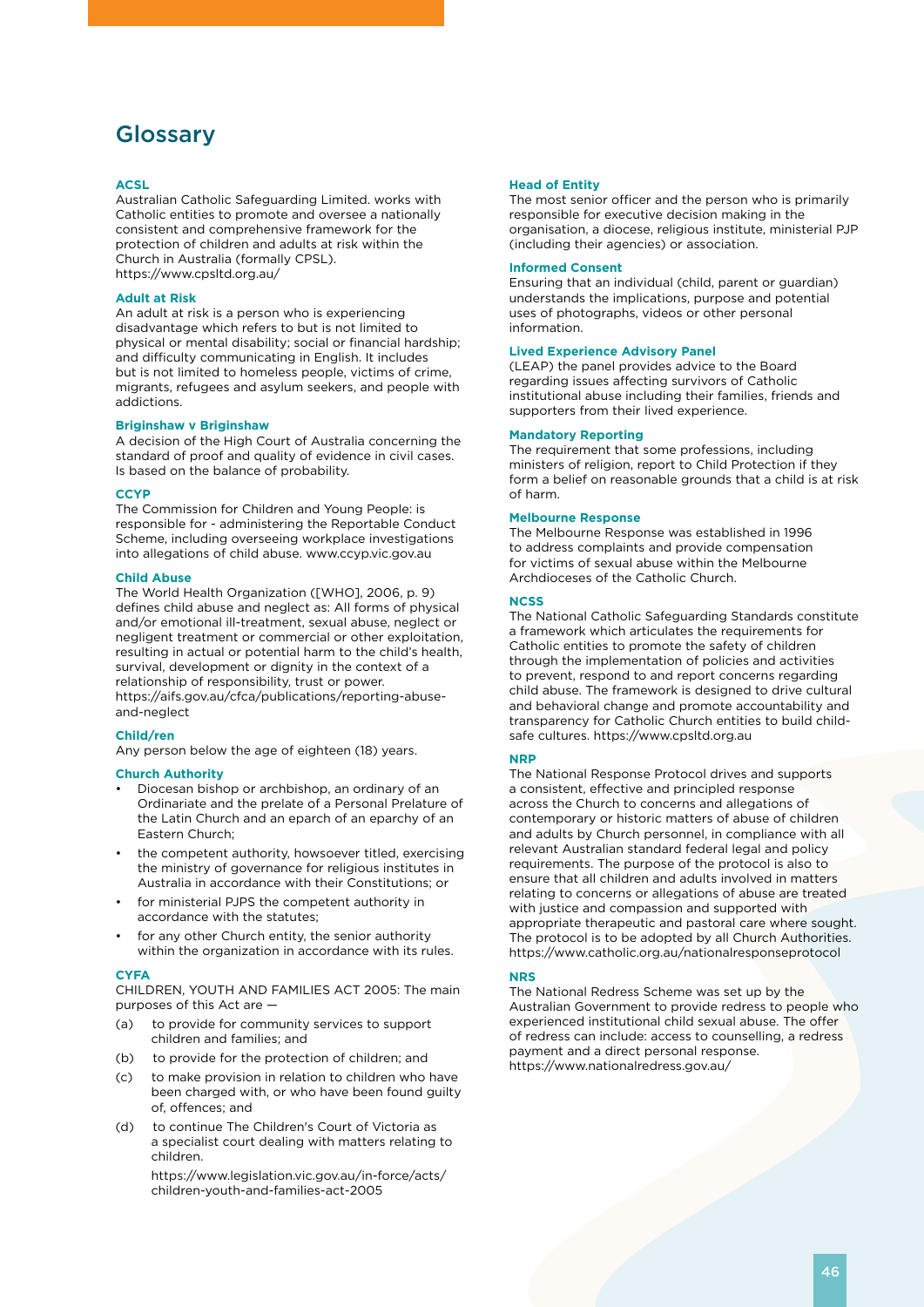# Glossary

### ACSL

Australian Catholic Safeguarding Limited. works with Catholic entities to promote and oversee a nationally consistent and comprehensive framework for the protection of children and adults at risk within the Church in Australia (formally CPSL). https://www.cpsltd.org.au/

### Adult at Risk

An adult at risk is a person who is experiencing disadvantage which refers to but is not limited to physical or mental disability; social or financial hardship; and difficulty communicating in English. It includes but is not limited to homeless people, victims of crime, migrants, refugees and asylum seekers, and people with addictions.

### Briginshaw v Briginshaw

A decision of the High Court of Australia concerning the standard of proof and quality of evidence in civil cases. Is based on the balance of probability.

### CCYP

The Commission for Children and Young People: is responsible for - administering the Reportable Conduct Scheme, including overseeing workplace investigations into allegations of child abuse. www.ccyp.vic.gov.au

### Child Abuse

The World Health Organization ([WHO], 2006, p. 9) defines child abuse and neglect as: All forms of physical and/or emotional ill-treatment, sexual abuse, neglect or negligent treatment or commercial or other exploitation, resulting in actual or potential harm to the child's health, survival, development or dignity in the context of a relationship of responsibility, trust or power. https://aifs.gov.au/cfca/publications/reporting-abuse-and-neglect

### Child/ren

Any person below the age of eighteen (18) years.

### Church Authority

- Diocesan bishop or archbishop, an ordinary of an Ordinariate and the prelate of a Personal Prelature of the Latin Church and an eparch of an eparchy of an Eastern Church;
- the competent authority, howsoever titled, exercising the ministry of governance for religious institutes in Australia in accordance with their Constitutions; or
- for ministerial PJPS the competent authority in accordance with the statutes;
- for any other Church entity, the senior authority within the organization in accordance with its rules.

### CYFA

CHILDREN, YOUTH AND FAMILIES ACT 2005: The main purposes of this Act are —

(a) to provide for community services to support children and families; and

(b) to provide for the protection of children; and

(c) to make provision in relation to children who have been charged with, or who have been found guilty of, offences; and

(d) to continue The Children's Court of Victoria as a specialist court dealing with matters relating to children.

https://www.legislation.vic.gov.au/in-force/acts/children-youth-and-families-act-2005

### Head of Entity

The most senior officer and the person who is primarily responsible for executive decision making in the organisation, a diocese, religious institute, ministerial PJP (including their agencies) or association.

### Informed Consent

Ensuring that an individual (child, parent or guardian) understands the implications, purpose and potential uses of photographs, videos or other personal information.

### Lived Experience Advisory Panel

(LEAP) the panel provides advice to the Board regarding issues affecting survivors of Catholic institutional abuse including their families, friends and supporters from their lived experience.

### Mandatory Reporting

The requirement that some professions, including ministers of religion, report to Child Protection if they form a belief on reasonable grounds that a child is at risk of harm.

### Melbourne Response

The Melbourne Response was established in 1996 to address complaints and provide compensation for victims of sexual abuse within the Melbourne Archdioceses of the Catholic Church.

### NCSS

The National Catholic Safeguarding Standards constitute a framework which articulates the requirements for Catholic entities to promote the safety of children through the implementation of policies and activities to prevent, respond to and report concerns regarding child abuse. The framework is designed to drive cultural and behavioral change and promote accountability and transparency for Catholic Church entities to build child-safe cultures. https://www.cpsltd.org.au

### NRP

The National Response Protocol drives and supports a consistent, effective and principled response across the Church to concerns and allegations of contemporary or historic matters of abuse of children and adults by Church personnel, in compliance with all relevant Australian standard federal legal and policy requirements. The purpose of the protocol is also to ensure that all children and adults involved in matters relating to concerns or allegations of abuse are treated with justice and compassion and supported with appropriate therapeutic and pastoral care where sought. The protocol is to be adopted by all Church Authorities. https://www.catholic.org.au/nationalresponseprotocol

### NRS

The National Redress Scheme was set up by the Australian Government to provide redress to people who experienced institutional child sexual abuse. The offer of redress can include: access to counselling, a redress payment and a direct personal response. https://www.nationalredress.gov.au/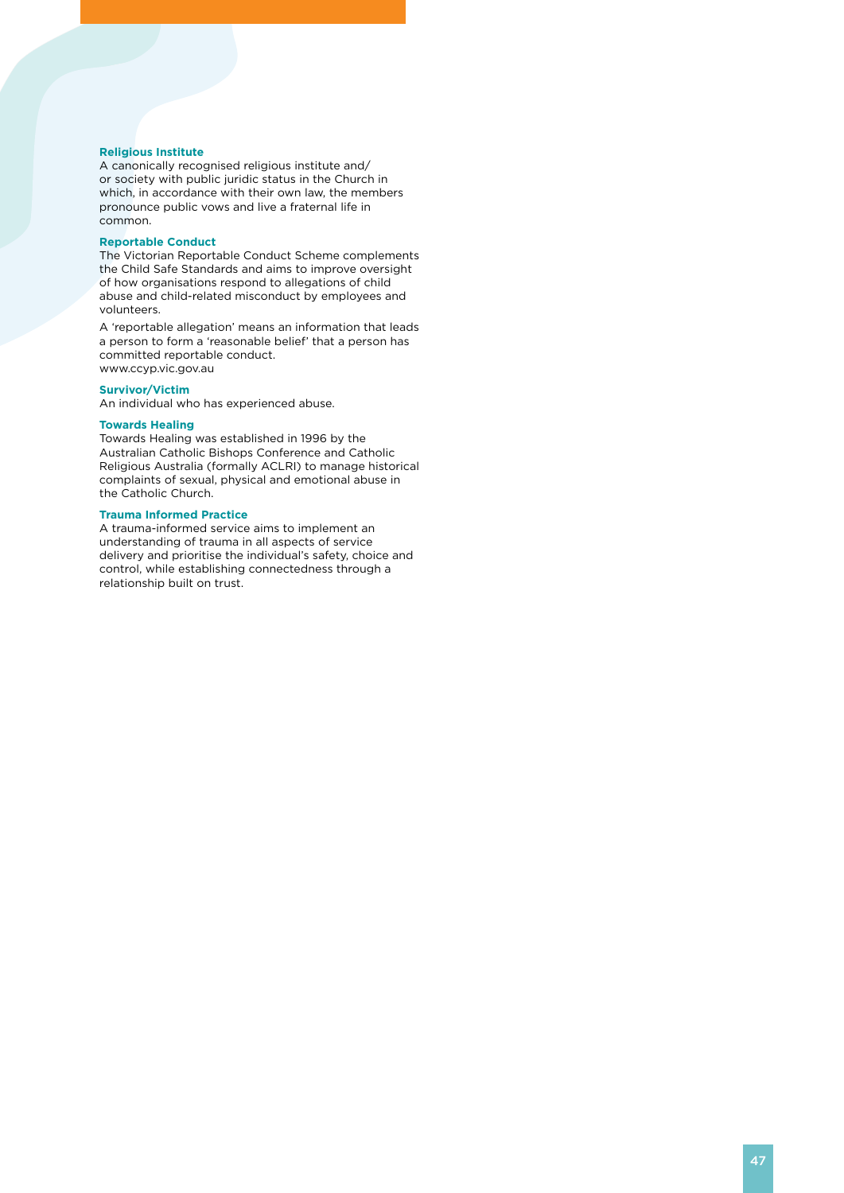**Religious Institute**

A canonically recognised religious institute and/ or society with public juridic status in the Church in which, in accordance with their own law, the members pronounce public vows and live a fraternal life in common.

**Reportable Conduct**

The Victorian Reportable Conduct Scheme complements the Child Safe Standards and aims to improve oversight of how organisations respond to allegations of child abuse and child-related misconduct by employees and volunteers.

A 'reportable allegation' means an information that leads a person to form a 'reasonable belief' that a person has committed reportable conduct.
www.ccyp.vic.gov.au

**Survivor/Victim**

An individual who has experienced abuse.

**Towards Healing**

Towards Healing was established in 1996 by the Australian Catholic Bishops Conference and Catholic Religious Australia (formally ACLRI) to manage historical complaints of sexual, physical and emotional abuse in the Catholic Church.

**Trauma Informed Practice**

A trauma-informed service aims to implement an understanding of trauma in all aspects of service delivery and prioritise the individual's safety, choice and control, while establishing connectedness through a relationship built on trust.